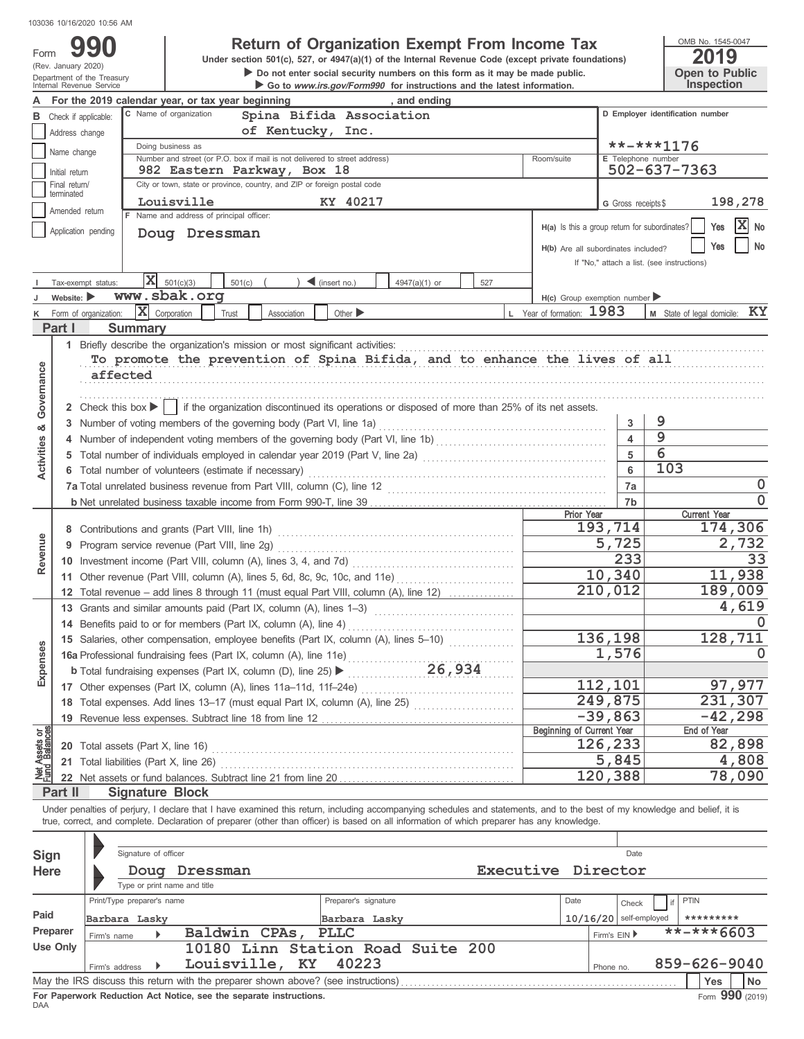103036 10/16/2020 10:56 AM

Form **990** (Rev. January 2020) Department of the Treasury Internal Revenue Service

# Return of Organization Exempt From Income Tax

**Under section 501(c), 527, or 4947(a)(1) of the Internal Revenue Code (except private foundations)**

▶ Do not enter social security numbers on this form as it may be made public.

▶ Go to www.irs.gov/Form990 for instructions and the latest information.

OMB No. 1545-0047

**2019**

**Open to Public Inspection**

**A** For the 2019 calendar year, or tax year beginning , and ending

**B** Check if applicable: Address change / Name change / Initial return / Final return/terminated / Amended return / Application pending

**C** Name of organization: Spina Bifida Association of Kentucky, Inc.

Doing business as

Number and street (or P.O. box if mail is not delivered to street address): 982 Eastern Parkway, Box 18 — Room/suite

City or town, state or province, country, and ZIP or foreign postal code: Louisville KY 40217

**D** Employer identification number: **-***1176

**E** Telephone number: 502-637-7363

**G** Gross receipts $ 198,278

**F** Name and address of principal officer: Doug Dressman

**H(a)** Is this a group return for subordinates? Yes [ ] No [X]

**H(b)** Are all subordinates included? Yes [ ] No [ ] If "No," attach a list. (see instructions)

**H(c)** Group exemption number ▶

**I** Tax-exempt status: [X] 501(c)(3) [ ] 501(c) ( ) ◀ (insert no.) [ ] 4947(a)(1) or [ ] 527

**J** Website: ▶ www.sbak.org

**K** Form of organization: [X] Corporation [ ] Trust [ ] Association [ ] Other ▶

**L** Year of formation: 1983

**M** State of legal domicile: KY

## Part I Summary

**Activities & Governance**

1 Briefly describe the organization's mission or most significant activities:
To promote the prevention of Spina Bifida, and to enhance the lives of all affected

2 Check this box ▶ [ ] if the organization discontinued its operations or disposed of more than 25% of its net assets.

| | | | |
|---|---|---|---|
| 3 | Number of voting members of the governing body (Part VI, line 1a) | 3 | 9 |
| 4 | Number of independent voting members of the governing body (Part VI, line 1b) | 4 | 9 |
| 5 | Total number of individuals employed in calendar year 2019 (Part V, line 2a) | 5 | 6 |
| 6 | Total number of volunteers (estimate if necessary) | 6 | 103 |
| 7a | Total unrelated business revenue from Part VIII, column (C), line 12 | 7a | 0 |
| b | Net unrelated business taxable income from Form 990-T, line 39 | 7b | 0 |

| | | | Prior Year | Current Year |
|---|---|---|---|---|
| **Revenue** | 8 | Contributions and grants (Part VIII, line 1h) | 193,714 | 174,306 |
| | 9 | Program service revenue (Part VIII, line 2g) | 5,725 | 2,732 |
| | 10 | Investment income (Part VIII, column (A), lines 3, 4, and 7d) | 233 | 33 |
| | 11 | Other revenue (Part VIII, column (A), lines 5, 6d, 8c, 9c, 10c, and 11e) | 10,340 | 11,938 |
| | 12 | Total revenue – add lines 8 through 11 (must equal Part VIII, column (A), line 12) | 210,012 | 189,009 |
| **Expenses** | 13 | Grants and similar amounts paid (Part IX, column (A), lines 1–3) | | 4,619 |
| | 14 | Benefits paid to or for members (Part IX, column (A), line 4) | | 0 |
| | 15 | Salaries, other compensation, employee benefits (Part IX, column (A), lines 5–10) | 136,198 | 128,711 |
| | 16a | Professional fundraising fees (Part IX, column (A), line 11e) | 1,576 | 0 |
| | b | Total fundraising expenses (Part IX, column (D), line 25) ▶ 26,934 | | |
| | 17 | Other expenses (Part IX, column (A), lines 11a–11d, 11f–24e) | 112,101 | 97,977 |
| | 18 | Total expenses. Add lines 13–17 (must equal Part IX, column (A), line 25) | 249,875 | 231,307 |
| | 19 | Revenue less expenses. Subtract line 18 from line 12 | -39,863 | -42,298 |

| | | | Beginning of Current Year | End of Year |
|---|---|---|---|---|
| **Net Assets or Fund Balances** | 20 | Total assets (Part X, line 16) | 126,233 | 82,898 |
| | 21 | Total liabilities (Part X, line 26) | 5,845 | 4,808 |
| | 22 | Net assets or fund balances. Subtract line 21 from line 20 | 120,388 | 78,090 |

## Part II Signature Block

Under penalties of perjury, I declare that I have examined this return, including accompanying schedules and statements, and to the best of my knowledge and belief, it is true, correct, and complete. Declaration of preparer (other than officer) is based on all information of which preparer has any knowledge.

**Sign Here**

Signature of officer — Date

Doug Dressman — Executive Director

Type or print name and title

**Paid Preparer Use Only**

| Print/Type preparer's name | Preparer's signature | Date | Check [ ] if self-employed | PTIN |
|---|---|---|---|---|
| Barbara Lasky | Barbara Lasky | 10/16/20 | | ********* |

Firm's name ▶ Baldwin CPAs, PLLC — Firm's EIN ▶ **-***6603

Firm's address ▶ 10180 Linn Station Road Suite 200, Louisville, KY 40223 — Phone no. 859-626-9040

May the IRS discuss this return with the preparer shown above? (see instructions) Yes [ ] No [ ]

For Paperwork Reduction Act Notice, see the separate instructions.

DAA Form **990** (2019)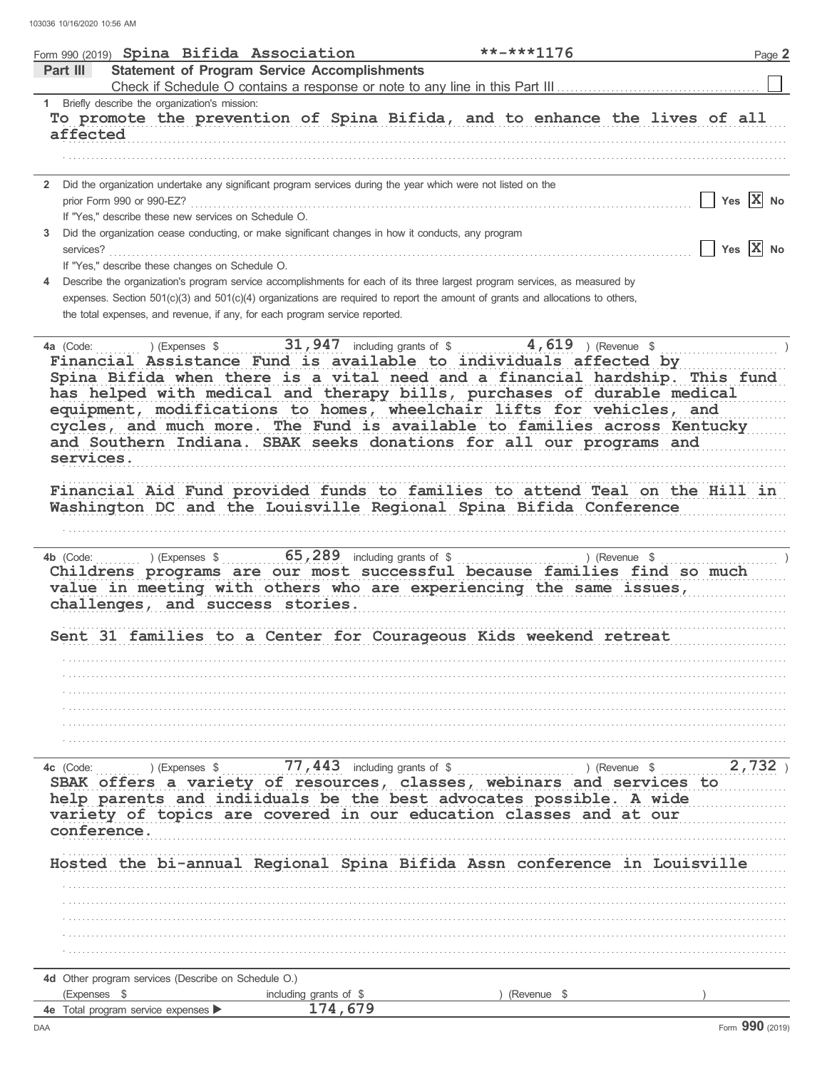Form 990 (2019) Spina Bifida Association **-***1176

## Part III Statement of Program Service Accomplishments

Check if Schedule O contains a response or note to any line in this Part III [ ]

**1** Briefly describe the organization's mission:

To promote the prevention of Spina Bifida, and to enhance the lives of all affected

**2** Did the organization undertake any significant program services during the year which were not listed on the prior Form 990 or 990-EZ? [ ] Yes [X] No

If "Yes," describe these new services on Schedule O.

**3** Did the organization cease conducting, or make significant changes in how it conducts, any program services? [ ] Yes [X] No

If "Yes," describe these changes on Schedule O.

**4** Describe the organization's program service accomplishments for each of its three largest program services, as measured by expenses. Section 501(c)(3) and 501(c)(4) organizations are required to report the amount of grants and allocations to others, the total expenses, and revenue, if any, for each program service reported.

**4a** (Code: ) (Expenses $ 31,947 including grants of $ 4,619 ) (Revenue $ )

Financial Assistance Fund is available to individuals affected by Spina Bifida when there is a vital need and a financial hardship. This fund has helped with medical and therapy bills, purchases of durable medical equipment, modifications to homes, wheelchair lifts for vehicles, and cycles, and much more. The Fund is available to families across Kentucky and Southern Indiana. SBAK seeks donations for all our programs and services.

Financial Aid Fund provided funds to families to attend Teal on the Hill in Washington DC and the Louisville Regional Spina Bifida Conference

**4b** (Code: ) (Expenses $ 65,289 including grants of $ ) (Revenue $ )

Childrens programs are our most successful because families find so much value in meeting with others who are experiencing the same issues, challenges, and success stories.

Sent 31 families to a Center for Courageous Kids weekend retreat

**4c** (Code: ) (Expenses $ 77,443 including grants of $ ) (Revenue $ 2,732 )

SBAK offers a variety of resources, classes, webinars and services to help parents and indiiduals be the best advocates possible. A wide variety of topics are covered in our education classes and at our conference.

Hosted the bi-annual Regional Spina Bifida Assn conference in Louisville

**4d** Other program services (Describe on Schedule O.)

(Expenses $ including grants of $ ) (Revenue $ )

**4e** Total program service expenses ▶ 174,679

Form **990** (2019)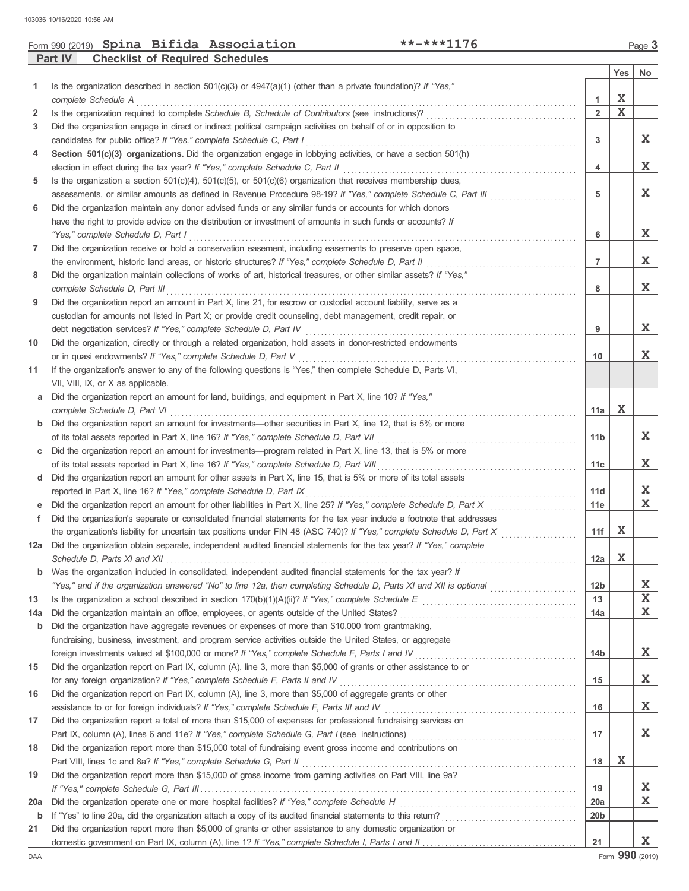Form 990 (2019) **Spina Bifida Association** **-***1176

## Part IV Checklist of Required Schedules

| | | | Yes | No |
|---|---|---|---|---|
| 1 | Is the organization described in section 501(c)(3) or 4947(a)(1) (other than a private foundation)? *If "Yes," complete Schedule A* | 1 | X | |
| 2 | Is the organization required to complete *Schedule B, Schedule of Contributors* (see instructions)? | 2 | X | |
| 3 | Did the organization engage in direct or indirect political campaign activities on behalf of or in opposition to candidates for public office? *If "Yes," complete Schedule C, Part I* | 3 | | X |
| 4 | **Section 501(c)(3) organizations.** Did the organization engage in lobbying activities, or have a section 501(h) election in effect during the tax year? *If "Yes," complete Schedule C, Part II* | 4 | | X |
| 5 | Is the organization a section 501(c)(4), 501(c)(5), or 501(c)(6) organization that receives membership dues, assessments, or similar amounts as defined in Revenue Procedure 98-19? *If "Yes," complete Schedule C, Part III* | 5 | | X |
| 6 | Did the organization maintain any donor advised funds or any similar funds or accounts for which donors have the right to provide advice on the distribution or investment of amounts in such funds or accounts? *If "Yes," complete Schedule D, Part I* | 6 | | X |
| 7 | Did the organization receive or hold a conservation easement, including easements to preserve open space, the environment, historic land areas, or historic structures? *If "Yes," complete Schedule D, Part II* | 7 | | X |
| 8 | Did the organization maintain collections of works of art, historical treasures, or other similar assets? *If "Yes," complete Schedule D, Part III* | 8 | | X |
| 9 | Did the organization report an amount in Part X, line 21, for escrow or custodial account liability, serve as a custodian for amounts not listed in Part X; or provide credit counseling, debt management, credit repair, or debt negotiation services? *If "Yes," complete Schedule D, Part IV* | 9 | | X |
| 10 | Did the organization, directly or through a related organization, hold assets in donor-restricted endowments or in quasi endowments? *If "Yes," complete Schedule D, Part V* | 10 | | X |
| 11 | If the organization's answer to any of the following questions is "Yes," then complete Schedule D, Parts VI, VII, VIII, IX, or X as applicable. | | | |
| a | Did the organization report an amount for land, buildings, and equipment in Part X, line 10? *If "Yes," complete Schedule D, Part VI* | 11a | X | |
| b | Did the organization report an amount for investments—other securities in Part X, line 12, that is 5% or more of its total assets reported in Part X, line 16? *If "Yes," complete Schedule D, Part VII* | 11b | | X |
| c | Did the organization report an amount for investments—program related in Part X, line 13, that is 5% or more of its total assets reported in Part X, line 16? *If "Yes," complete Schedule D, Part VIII* | 11c | | X |
| d | Did the organization report an amount for other assets in Part X, line 15, that is 5% or more of its total assets reported in Part X, line 16? *If "Yes," complete Schedule D, Part IX* | 11d | | X |
| e | Did the organization report an amount for other liabilities in Part X, line 25? *If "Yes," complete Schedule D, Part X* | 11e | | X |
| f | Did the organization's separate or consolidated financial statements for the tax year include a footnote that addresses the organization's liability for uncertain tax positions under FIN 48 (ASC 740)? *If "Yes," complete Schedule D, Part X* | 11f | X | |
| 12a | Did the organization obtain separate, independent audited financial statements for the tax year? *If "Yes," complete Schedule D, Parts XI and XII* | 12a | X | |
| b | Was the organization included in consolidated, independent audited financial statements for the tax year? *If "Yes," and if the organization answered "No" to line 12a, then completing Schedule D, Parts XI and XII is optional* | 12b | | X |
| 13 | Is the organization a school described in section 170(b)(1)(A)(ii)? *If "Yes," complete Schedule E* | 13 | | X |
| 14a | Did the organization maintain an office, employees, or agents outside of the United States? | 14a | | X |
| b | Did the organization have aggregate revenues or expenses of more than $10,000 from grantmaking, fundraising, business, investment, and program service activities outside the United States, or aggregate foreign investments valued at $100,000 or more? *If "Yes," complete Schedule F, Parts I and IV* | 14b | | X |
| 15 | Did the organization report on Part IX, column (A), line 3, more than $5,000 of grants or other assistance to or for any foreign organization? *If "Yes," complete Schedule F, Parts II and IV* | 15 | | X |
| 16 | Did the organization report on Part IX, column (A), line 3, more than $5,000 of aggregate grants or other assistance to or for foreign individuals? *If "Yes," complete Schedule F, Parts III and IV* | 16 | | X |
| 17 | Did the organization report a total of more than $15,000 of expenses for professional fundraising services on Part IX, column (A), lines 6 and 11e? *If "Yes," complete Schedule G, Part I* (see instructions) | 17 | | X |
| 18 | Did the organization report more than $15,000 total of fundraising event gross income and contributions on Part VIII, lines 1c and 8a? *If "Yes," complete Schedule G, Part II* | 18 | X | |
| 19 | Did the organization report more than $15,000 of gross income from gaming activities on Part VIII, line 9a? *If "Yes," complete Schedule G, Part III* | 19 | | X |
| 20a | Did the organization operate one or more hospital facilities? *If "Yes," complete Schedule H* | 20a | | X |
| b | If "Yes" to line 20a, did the organization attach a copy of its audited financial statements to this return? | 20b | | |
| 21 | Did the organization report more than $5,000 of grants or other assistance to any domestic organization or domestic government on Part IX, column (A), line 1? *If "Yes," complete Schedule I, Parts I and II* | 21 | | X |

Form **990** (2019)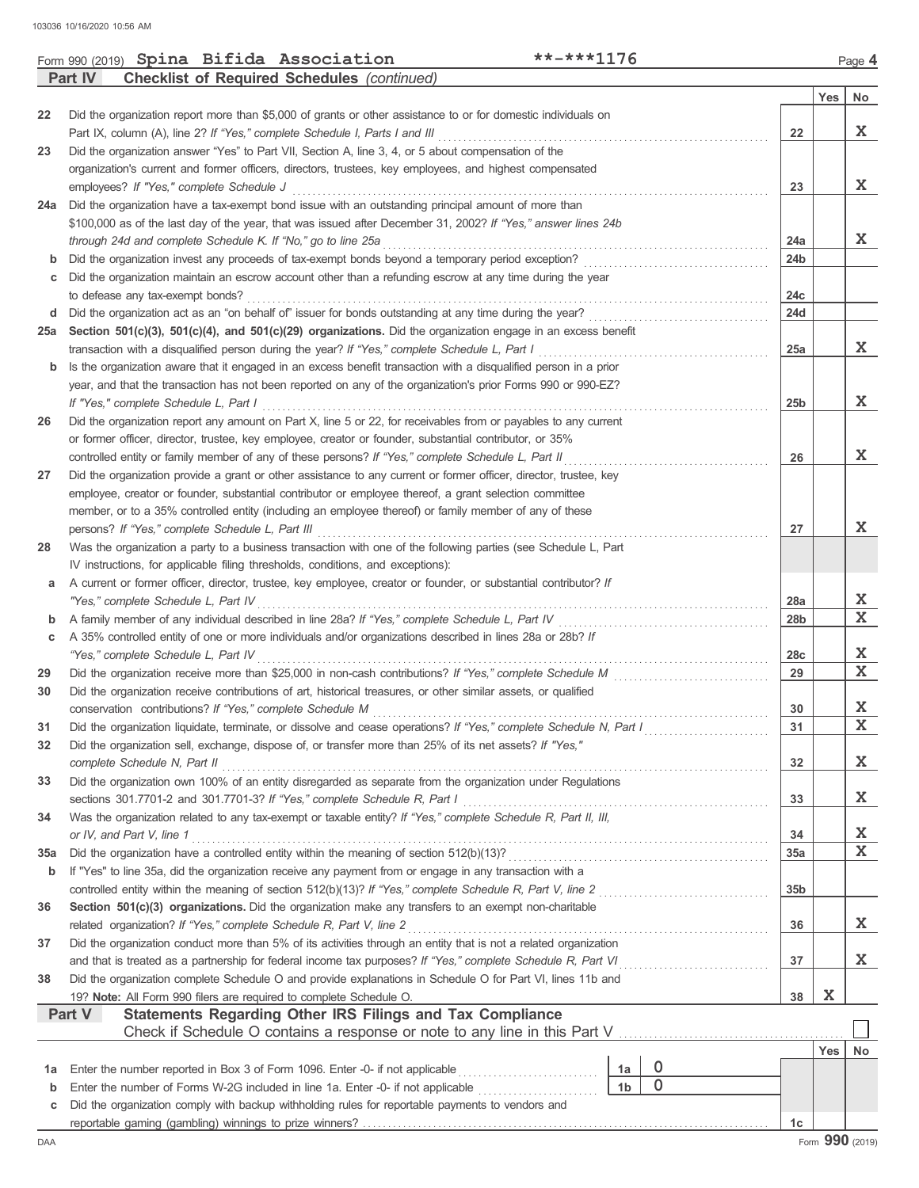Form 990 (2019) **Spina Bifida Association** **-***1176

## Part IV Checklist of Required Schedules *(continued)*

| | | | Yes | No |
|---|---|---|---|---|
| 22 | Did the organization report more than $5,000 of grants or other assistance to or for domestic individuals on Part IX, column (A), line 2? *If "Yes," complete Schedule I, Parts I and III* | 22 | | X |
| 23 | Did the organization answer "Yes" to Part VII, Section A, line 3, 4, or 5 about compensation of the organization's current and former officers, directors, trustees, key employees, and highest compensated employees? *If "Yes," complete Schedule J* | 23 | | X |
| 24a | Did the organization have a tax-exempt bond issue with an outstanding principal amount of more than $100,000 as of the last day of the year, that was issued after December 31, 2002? *If "Yes," answer lines 24b through 24d and complete Schedule K. If "No," go to line 25a* | 24a | | X |
| b | Did the organization invest any proceeds of tax-exempt bonds beyond a temporary period exception? | 24b | | |
| c | Did the organization maintain an escrow account other than a refunding escrow at any time during the year to defease any tax-exempt bonds? | 24c | | |
| d | Did the organization act as an "on behalf of" issuer for bonds outstanding at any time during the year? | 24d | | |
| 25a | **Section 501(c)(3), 501(c)(4), and 501(c)(29) organizations.** Did the organization engage in an excess benefit transaction with a disqualified person during the year? *If "Yes," complete Schedule L, Part I* | 25a | | X |
| b | Is the organization aware that it engaged in an excess benefit transaction with a disqualified person in a prior year, and that the transaction has not been reported on any of the organization's prior Forms 990 or 990-EZ? *If "Yes," complete Schedule L, Part I* | 25b | | X |
| 26 | Did the organization report any amount on Part X, line 5 or 22, for receivables from or payables to any current or former officer, director, trustee, key employee, creator or founder, substantial contributor, or 35% controlled entity or family member of any of these persons? *If "Yes," complete Schedule L, Part II* | 26 | | X |
| 27 | Did the organization provide a grant or other assistance to any current or former officer, director, trustee, key employee, creator or founder, substantial contributor or employee thereof, a grant selection committee member, or to a 35% controlled entity (including an employee thereof) or family member of any of these persons? *If "Yes," complete Schedule L, Part III* | 27 | | X |
| 28 | Was the organization a party to a business transaction with one of the following parties (see Schedule L, Part IV instructions, for applicable filing thresholds, conditions, and exceptions): | | | |
| a | A current or former officer, director, trustee, key employee, creator or founder, or substantial contributor? *If "Yes," complete Schedule L, Part IV* | 28a | | X |
| b | A family member of any individual described in line 28a? *If "Yes," complete Schedule L, Part IV* | 28b | | X |
| c | A 35% controlled entity of one or more individuals and/or organizations described in lines 28a or 28b? *If "Yes," complete Schedule L, Part IV* | 28c | | X |
| 29 | Did the organization receive more than $25,000 in non-cash contributions? *If "Yes," complete Schedule M* | 29 | | X |
| 30 | Did the organization receive contributions of art, historical treasures, or other similar assets, or qualified conservation contributions? *If "Yes," complete Schedule M* | 30 | | X |
| 31 | Did the organization liquidate, terminate, or dissolve and cease operations? *If "Yes," complete Schedule N, Part I* | 31 | | X |
| 32 | Did the organization sell, exchange, dispose of, or transfer more than 25% of its net assets? *If "Yes," complete Schedule N, Part II* | 32 | | X |
| 33 | Did the organization own 100% of an entity disregarded as separate from the organization under Regulations sections 301.7701-2 and 301.7701-3? *If "Yes," complete Schedule R, Part I* | 33 | | X |
| 34 | Was the organization related to any tax-exempt or taxable entity? *If "Yes," complete Schedule R, Part II, III, or IV, and Part V, line 1* | 34 | | X |
| 35a | Did the organization have a controlled entity within the meaning of section 512(b)(13)? | 35a | | X |
| b | If "Yes" to line 35a, did the organization receive any payment from or engage in any transaction with a controlled entity within the meaning of section 512(b)(13)? *If "Yes," complete Schedule R, Part V, line 2* | 35b | | |
| 36 | **Section 501(c)(3) organizations.** Did the organization make any transfers to an exempt non-charitable related organization? *If "Yes," complete Schedule R, Part V, line 2* | 36 | | X |
| 37 | Did the organization conduct more than 5% of its activities through an entity that is not a related organization and that is treated as a partnership for federal income tax purposes? *If "Yes," complete Schedule R, Part VI* | 37 | | X |
| 38 | Did the organization complete Schedule O and provide explanations in Schedule O for Part VI, lines 11b and 19? **Note:** All Form 990 filers are required to complete Schedule O. | 38 | X | |

## Part V Statements Regarding Other IRS Filings and Tax Compliance

Check if Schedule O contains a response or note to any line in this Part V ☐

| | | | | | Yes | No |
|---|---|---|---|---|---|---|
| 1a | Enter the number reported in Box 3 of Form 1096. Enter -0- if not applicable | 1a | 0 | | | |
| b | Enter the number of Forms W-2G included in line 1a. Enter -0- if not applicable | 1b | 0 | | | |
| c | Did the organization comply with backup withholding rules for reportable payments to vendors and reportable gaming (gambling) winnings to prize winners? | | | 1c | | |

Form **990** (2019)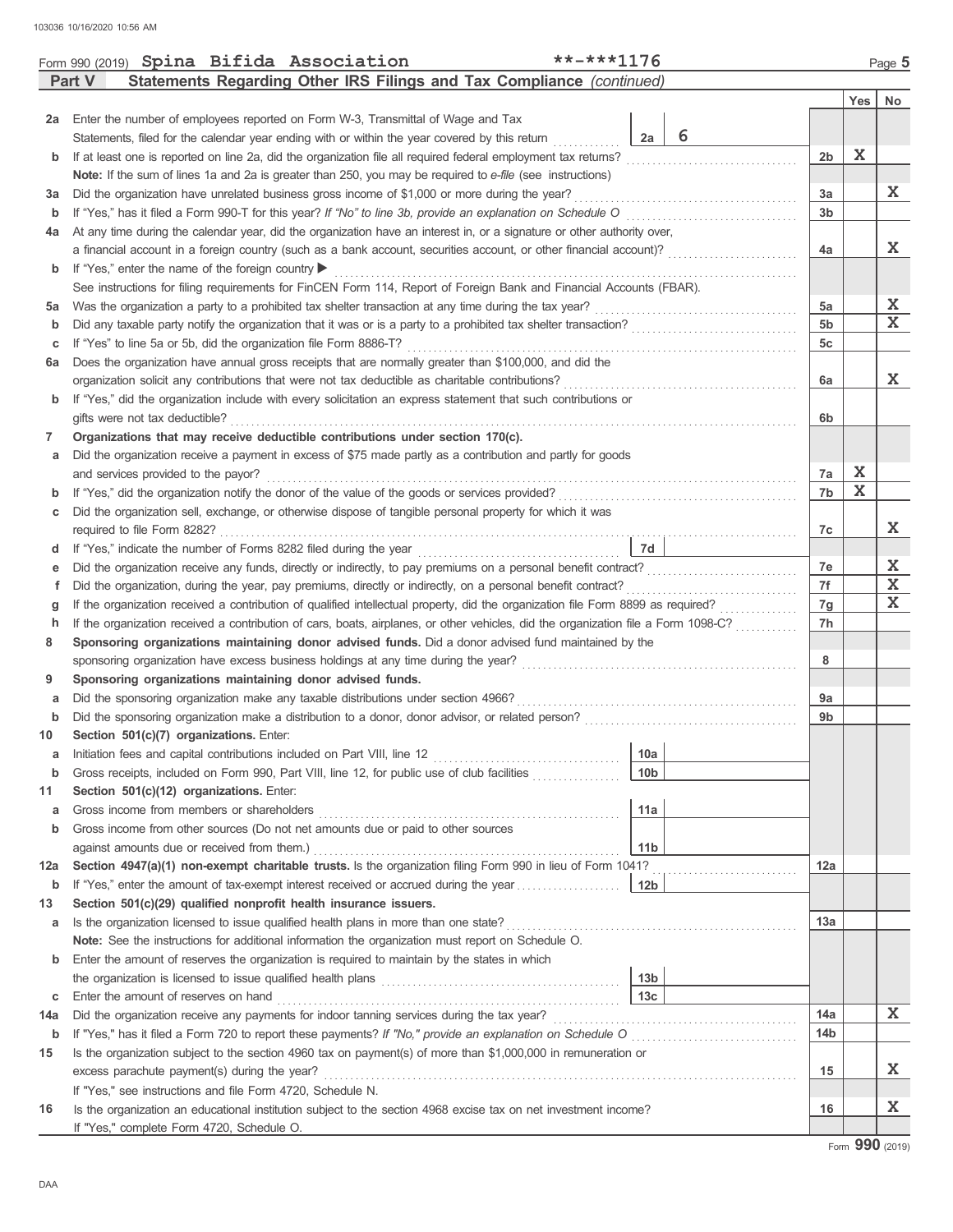Form 990 (2019) **Spina Bifida Association** **-***1176

## Part V Statements Regarding Other IRS Filings and Tax Compliance *(continued)*

| | | | | Line | Yes | No |
|---|---|---|---|---|---|---|
| **2a** | Enter the number of employees reported on Form W-3, Transmittal of Wage and Tax Statements, filed for the calendar year ending with or within the year covered by this return | 2a | 6 | | | |
| **b** | If at least one is reported on line 2a, did the organization file all required federal employment tax returns? | | | 2b | X | |
| | **Note:** If the sum of lines 1a and 2a is greater than 250, you may be required to *e-file* (see instructions) | | | | | |
| **3a** | Did the organization have unrelated business gross income of $1,000 or more during the year? | | | 3a | | X |
| **b** | If "Yes," has it filed a Form 990-T for this year? *If "No" to line 3b, provide an explanation on Schedule O* | | | 3b | | |
| **4a** | At any time during the calendar year, did the organization have an interest in, or a signature or other authority over, a financial account in a foreign country (such as a bank account, securities account, or other financial account)? | | | 4a | | X |
| **b** | If "Yes," enter the name of the foreign country ▶ | | | | | |
| | See instructions for filing requirements for FinCEN Form 114, Report of Foreign Bank and Financial Accounts (FBAR). | | | | | |
| **5a** | Was the organization a party to a prohibited tax shelter transaction at any time during the tax year? | | | 5a | | X |
| **b** | Did any taxable party notify the organization that it was or is a party to a prohibited tax shelter transaction? | | | 5b | | X |
| **c** | If "Yes" to line 5a or 5b, did the organization file Form 8886-T? | | | 5c | | |
| **6a** | Does the organization have annual gross receipts that are normally greater than $100,000, and did the organization solicit any contributions that were not tax deductible as charitable contributions? | | | 6a | | X |
| **b** | If "Yes," did the organization include with every solicitation an express statement that such contributions or gifts were not tax deductible? | | | 6b | | |
| **7** | **Organizations that may receive deductible contributions under section 170(c).** | | | | | |
| **a** | Did the organization receive a payment in excess of $75 made partly as a contribution and partly for goods and services provided to the payor? | | | 7a | X | |
| **b** | If "Yes," did the organization notify the donor of the value of the goods or services provided? | | | 7b | X | |
| **c** | Did the organization sell, exchange, or otherwise dispose of tangible personal property for which it was required to file Form 8282? | | | 7c | | X |
| **d** | If "Yes," indicate the number of Forms 8282 filed during the year | 7d | | | | |
| **e** | Did the organization receive any funds, directly or indirectly, to pay premiums on a personal benefit contract? | | | 7e | | X |
| **f** | Did the organization, during the year, pay premiums, directly or indirectly, on a personal benefit contract? | | | 7f | | X |
| **g** | If the organization received a contribution of qualified intellectual property, did the organization file Form 8899 as required? | | | 7g | | X |
| **h** | If the organization received a contribution of cars, boats, airplanes, or other vehicles, did the organization file a Form 1098-C? | | | 7h | | |
| **8** | **Sponsoring organizations maintaining donor advised funds.** Did a donor advised fund maintained by the sponsoring organization have excess business holdings at any time during the year? | | | 8 | | |
| **9** | **Sponsoring organizations maintaining donor advised funds.** | | | | | |
| **a** | Did the sponsoring organization make any taxable distributions under section 4966? | | | 9a | | |
| **b** | Did the sponsoring organization make a distribution to a donor, donor advisor, or related person? | | | 9b | | |
| **10** | **Section 501(c)(7) organizations.** Enter: | | | | | |
| **a** | Initiation fees and capital contributions included on Part VIII, line 12 | 10a | | | | |
| **b** | Gross receipts, included on Form 990, Part VIII, line 12, for public use of club facilities | 10b | | | | |
| **11** | **Section 501(c)(12) organizations.** Enter: | | | | | |
| **a** | Gross income from members or shareholders | 11a | | | | |
| **b** | Gross income from other sources (Do not net amounts due or paid to other sources against amounts due or received from them.) | 11b | | | | |
| **12a** | **Section 4947(a)(1) non-exempt charitable trusts.** Is the organization filing Form 990 in lieu of Form 1041? | | | 12a | | |
| **b** | If "Yes," enter the amount of tax-exempt interest received or accrued during the year | 12b | | | | |
| **13** | **Section 501(c)(29) qualified nonprofit health insurance issuers.** | | | | | |
| **a** | Is the organization licensed to issue qualified health plans in more than one state? | | | 13a | | |
| | **Note:** See the instructions for additional information the organization must report on Schedule O. | | | | | |
| **b** | Enter the amount of reserves the organization is required to maintain by the states in which the organization is licensed to issue qualified health plans | 13b | | | | |
| **c** | Enter the amount of reserves on hand | 13c | | | | |
| **14a** | Did the organization receive any payments for indoor tanning services during the tax year? | | | 14a | | X |
| **b** | If "Yes," has it filed a Form 720 to report these payments? *If "No," provide an explanation on Schedule O* | | | 14b | | |
| **15** | Is the organization subject to the section 4960 tax on payment(s) of more than $1,000,000 in remuneration or excess parachute payment(s) during the year? | | | 15 | | X |
| | If "Yes," see instructions and file Form 4720, Schedule N. | | | | | |
| **16** | Is the organization an educational institution subject to the section 4968 excise tax on net investment income? | | | 16 | | X |
| | If "Yes," complete Form 4720, Schedule O. | | | | | |

Form **990** (2019)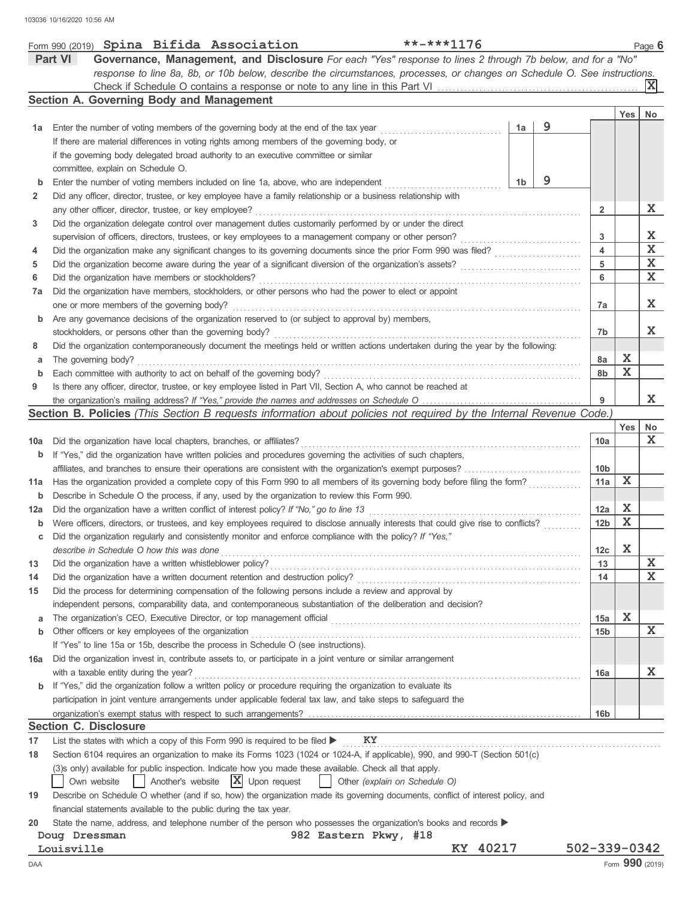Form 990 (2019) **Spina Bifida Association** **-***1176 Page 6

**Part VI** **Governance, Management, and Disclosure** *For each "Yes" response to lines 2 through 7b below, and for a "No" response to line 8a, 8b, or 10b below, describe the circumstances, processes, or changes on Schedule O. See instructions.*

Check if Schedule O contains a response or note to any line in this Part VI .......... [X]

## Section A. Governing Body and Management

| | | | | Yes | No |
|---|---|---|---|---|---|
| **1a** | Enter the number of voting members of the governing body at the end of the tax year ... If there are material differences in voting rights among members of the governing body, or if the governing body delegated broad authority to an executive committee or similar committee, explain on Schedule O. | 1a: 9 | | | |
| **b** | Enter the number of voting members included on line 1a, above, who are independent ... | 1b: 9 | | | |
| **2** | Did any officer, director, trustee, or key employee have a family relationship or a business relationship with any other officer, director, trustee, or key employee? | | 2 | | X |
| **3** | Did the organization delegate control over management duties customarily performed by or under the direct supervision of officers, directors, trustees, or key employees to a management company or other person? | | 3 | | X |
| **4** | Did the organization make any significant changes to its governing documents since the prior Form 990 was filed? | | 4 | | X |
| **5** | Did the organization become aware during the year of a significant diversion of the organization's assets? | | 5 | | X |
| **6** | Did the organization have members or stockholders? | | 6 | | X |
| **7a** | Did the organization have members, stockholders, or other persons who had the power to elect or appoint one or more members of the governing body? | | 7a | | X |
| **b** | Are any governance decisions of the organization reserved to (or subject to approval by) members, stockholders, or persons other than the governing body? | | 7b | | X |
| **8** | Did the organization contemporaneously document the meetings held or written actions undertaken during the year by the following: | | | | |
| **a** | The governing body? | | 8a | X | |
| **b** | Each committee with authority to act on behalf of the governing body? | | 8b | X | |
| **9** | Is there any officer, director, trustee, or key employee listed in Part VII, Section A, who cannot be reached at the organization's mailing address? *If "Yes," provide the names and addresses on Schedule O* | | 9 | | X |

## Section B. Policies *(This Section B requests information about policies not required by the Internal Revenue Code.)*

| | | | Yes | No |
|---|---|---|---|---|
| **10a** | Did the organization have local chapters, branches, or affiliates? | 10a | | X |
| **b** | If "Yes," did the organization have written policies and procedures governing the activities of such chapters, affiliates, and branches to ensure their operations are consistent with the organization's exempt purposes? | 10b | | |
| **11a** | Has the organization provided a complete copy of this Form 990 to all members of its governing body before filing the form? | 11a | X | |
| **b** | Describe in Schedule O the process, if any, used by the organization to review this Form 990. | | | |
| **12a** | Did the organization have a written conflict of interest policy? *If "No," go to line 13* | 12a | X | |
| **b** | Were officers, directors, or trustees, and key employees required to disclose annually interests that could give rise to conflicts? | 12b | X | |
| **c** | Did the organization regularly and consistently monitor and enforce compliance with the policy? *If "Yes," describe in Schedule O how this was done* | 12c | X | |
| **13** | Did the organization have a written whistleblower policy? | 13 | | X |
| **14** | Did the organization have a written document retention and destruction policy? | 14 | | X |
| **15** | Did the process for determining compensation of the following persons include a review and approval by independent persons, comparability data, and contemporaneous substantiation of the deliberation and decision? | | | |
| **a** | The organization's CEO, Executive Director, or top management official | 15a | X | |
| **b** | Other officers or key employees of the organization | 15b | | X |
| | If "Yes" to line 15a or 15b, describe the process in Schedule O (see instructions). | | | |
| **16a** | Did the organization invest in, contribute assets to, or participate in a joint venture or similar arrangement with a taxable entity during the year? | 16a | | X |
| **b** | If "Yes," did the organization follow a written policy or procedure requiring the organization to evaluate its participation in joint venture arrangements under applicable federal tax law, and take steps to safeguard the organization's exempt status with respect to such arrangements? | 16b | | |

## Section C. Disclosure

**17** List the states with which a copy of this Form 990 is required to be filed ▶ KY

**18** Section 6104 requires an organization to make its Forms 1023 (1024 or 1024-A, if applicable), 990, and 990-T (Section 501(c)(3)s only) available for public inspection. Indicate how you made these available. Check all that apply.

[ ] Own website [ ] Another's website [X] Upon request [ ] Other *(explain on Schedule O)*

**19** Describe on Schedule O whether (and if so, how) the organization made its governing documents, conflict of interest policy, and financial statements available to the public during the tax year.

**20** State the name, address, and telephone number of the person who possesses the organization's books and records ▶

Doug Dressman 982 Eastern Pkwy, #18
Louisville KY 40217 502-339-0342

Form **990** (2019)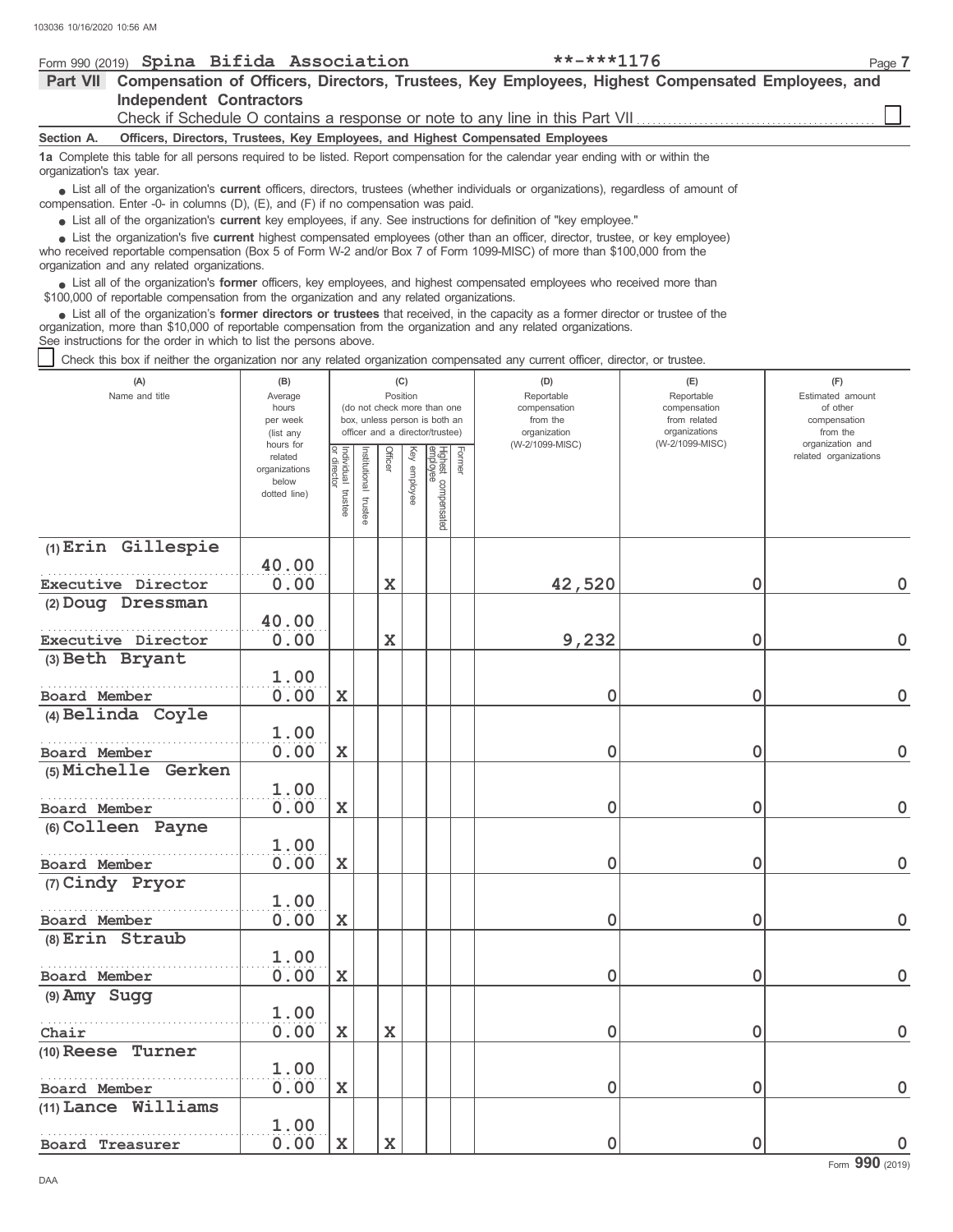Form 990 (2019) **Spina Bifida Association** **-***1176

## Part VII Compensation of Officers, Directors, Trustees, Key Employees, Highest Compensated Employees, and Independent Contractors

Check if Schedule O contains a response or note to any line in this Part VII ☐

### Section A. Officers, Directors, Trustees, Key Employees, and Highest Compensated Employees

**1a** Complete this table for all persons required to be listed. Report compensation for the calendar year ending with or within the organization's tax year.

- List all of the organization's **current** officers, directors, trustees (whether individuals or organizations), regardless of amount of compensation. Enter -0- in columns (D), (E), and (F) if no compensation was paid.
- List all of the organization's **current** key employees, if any. See instructions for definition of "key employee."
- List the organization's five **current** highest compensated employees (other than an officer, director, trustee, or key employee) who received reportable compensation (Box 5 of Form W-2 and/or Box 7 of Form 1099-MISC) of more than $100,000 from the organization and any related organizations.
- List all of the organization's **former** officers, key employees, and highest compensated employees who received more than $100,000 of reportable compensation from the organization and any related organizations.
- List all of the organization's **former directors or trustees** that received, in the capacity as a former director or trustee of the organization, more than $10,000 of reportable compensation from the organization and any related organizations.

See instructions for the order in which to list the persons above.

☐ Check this box if neither the organization nor any related organization compensated any current officer, director, or trustee.

| (A) Name and title | (B) Average hours per week (list any hours for related organizations below dotted line) | (C) Position: Individual trustee or director | Institutional trustee | Officer | Key employee | Highest compensated employee | Former | (D) Reportable compensation from the organization (W-2/1099-MISC) | (E) Reportable compensation from related organizations (W-2/1099-MISC) | (F) Estimated amount of other compensation from the organization and related organizations |
|---|---|---|---|---|---|---|---|---|---|---|
| (1) Erin Gillespie<br>Executive Director | 40.00<br>0.00 | | | X | | | | 42,520 | 0 | 0 |
| (2) Doug Dressman<br>Executive Director | 40.00<br>0.00 | | | X | | | | 9,232 | 0 | 0 |
| (3) Beth Bryant<br>Board Member | 1.00<br>0.00 | X | | | | | | 0 | 0 | 0 |
| (4) Belinda Coyle<br>Board Member | 1.00<br>0.00 | X | | | | | | 0 | 0 | 0 |
| (5) Michelle Gerken<br>Board Member | 1.00<br>0.00 | X | | | | | | 0 | 0 | 0 |
| (6) Colleen Payne<br>Board Member | 1.00<br>0.00 | X | | | | | | 0 | 0 | 0 |
| (7) Cindy Pryor<br>Board Member | 1.00<br>0.00 | X | | | | | | 0 | 0 | 0 |
| (8) Erin Straub<br>Board Member | 1.00<br>0.00 | X | | | | | | 0 | 0 | 0 |
| (9) Amy Sugg<br>Chair | 1.00<br>0.00 | X | | X | | | | 0 | 0 | 0 |
| (10) Reese Turner<br>Board Member | 1.00<br>0.00 | X | | | | | | 0 | 0 | 0 |
| (11) Lance Williams<br>Board Treasurer | 1.00<br>0.00 | X | | X | | | | 0 | 0 | 0 |

Form **990** (2019)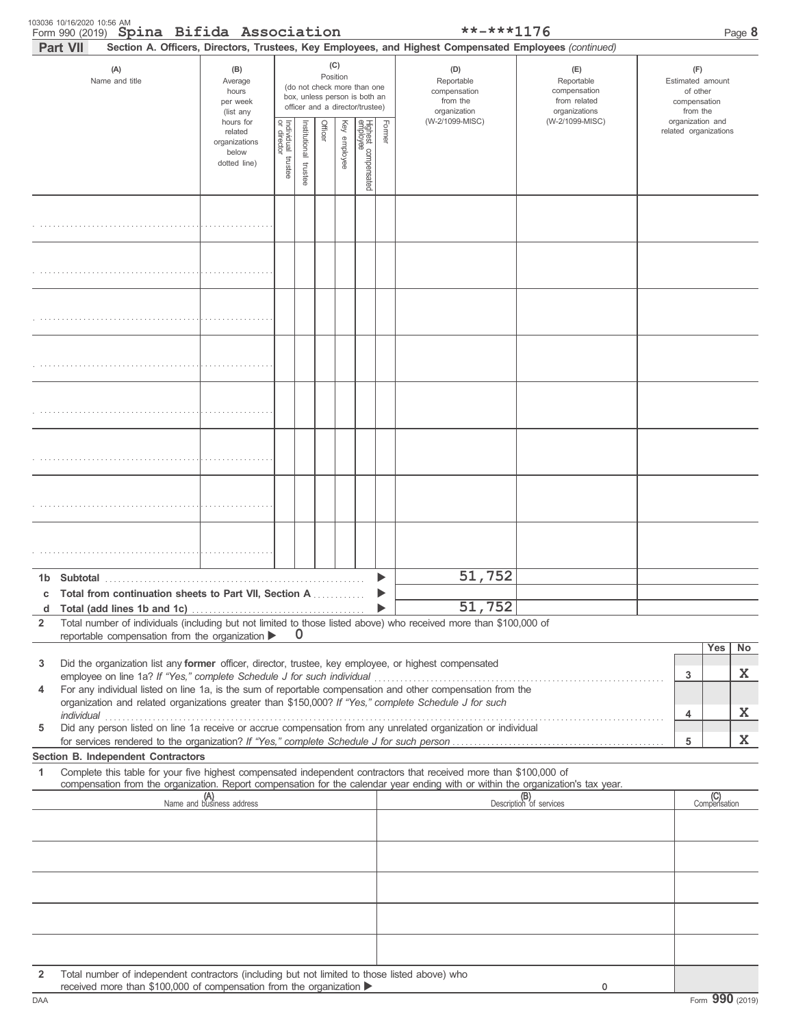103036 10/16/2020 10:56 AM

Form 990 (2019) **Spina Bifida Association** **-***1176 Page 8

**Part VII** **Section A. Officers, Directors, Trustees, Key Employees, and Highest Compensated Employees** *(continued)*

| (A) Name and title | (B) Average hours per week (list any hours for related organizations below dotted line) | (C) Position: Individual trustee or director | Institutional trustee | Officer | Key employee | Highest compensated employee | Former | (D) Reportable compensation from the organization (W-2/1099-MISC) | (E) Reportable compensation from related organizations (W-2/1099-MISC) | (F) Estimated amount of other compensation from the organization and related organizations |
|---|---|---|---|---|---|---|---|---|---|---|
| | | | | | | | | | | |
| | | | | | | | | | | |
| | | | | | | | | | | |
| | | | | | | | | | | |
| | | | | | | | | | | |
| | | | | | | | | | | |
| | | | | | | | | | | |
| | | | | | | | | | | |
| **1b Subtotal** | | | | | | | | 51,752 | | |
| **c Total from continuation sheets to Part VII, Section A** | | | | | | | | | | |
| **d Total (add lines 1b and 1c)** | | | | | | | | 51,752 | | |

**2** Total number of individuals (including but not limited to those listed above) who received more than $100,000 of reportable compensation from the organization ▶ 0

| | | Yes | No |
|---|---|---|---|
| **3** Did the organization list any **former** officer, director, trustee, key employee, or highest compensated employee on line 1a? *If "Yes," complete Schedule J for such individual* | 3 | | X |
| **4** For any individual listed on line 1a, is the sum of reportable compensation and other compensation from the organization and related organizations greater than $150,000? *If "Yes," complete Schedule J for such individual* | 4 | | X |
| **5** Did any person listed on line 1a receive or accrue compensation from any unrelated organization or individual for services rendered to the organization? *If "Yes," complete Schedule J for such person* | 5 | | X |

**Section B. Independent Contractors**

**1** Complete this table for your five highest compensated independent contractors that received more than $100,000 of compensation from the organization. Report compensation for the calendar year ending with or within the organization's tax year.

| (A) Name and business address | (B) Description of services | (C) Compensation |
|---|---|---|
| | | |
| | | |
| | | |
| | | |
| | | |

**2** Total number of independent contractors (including but not limited to those listed above) who received more than $100,000 of compensation from the organization ▶ 0

DAA Form **990** (2019)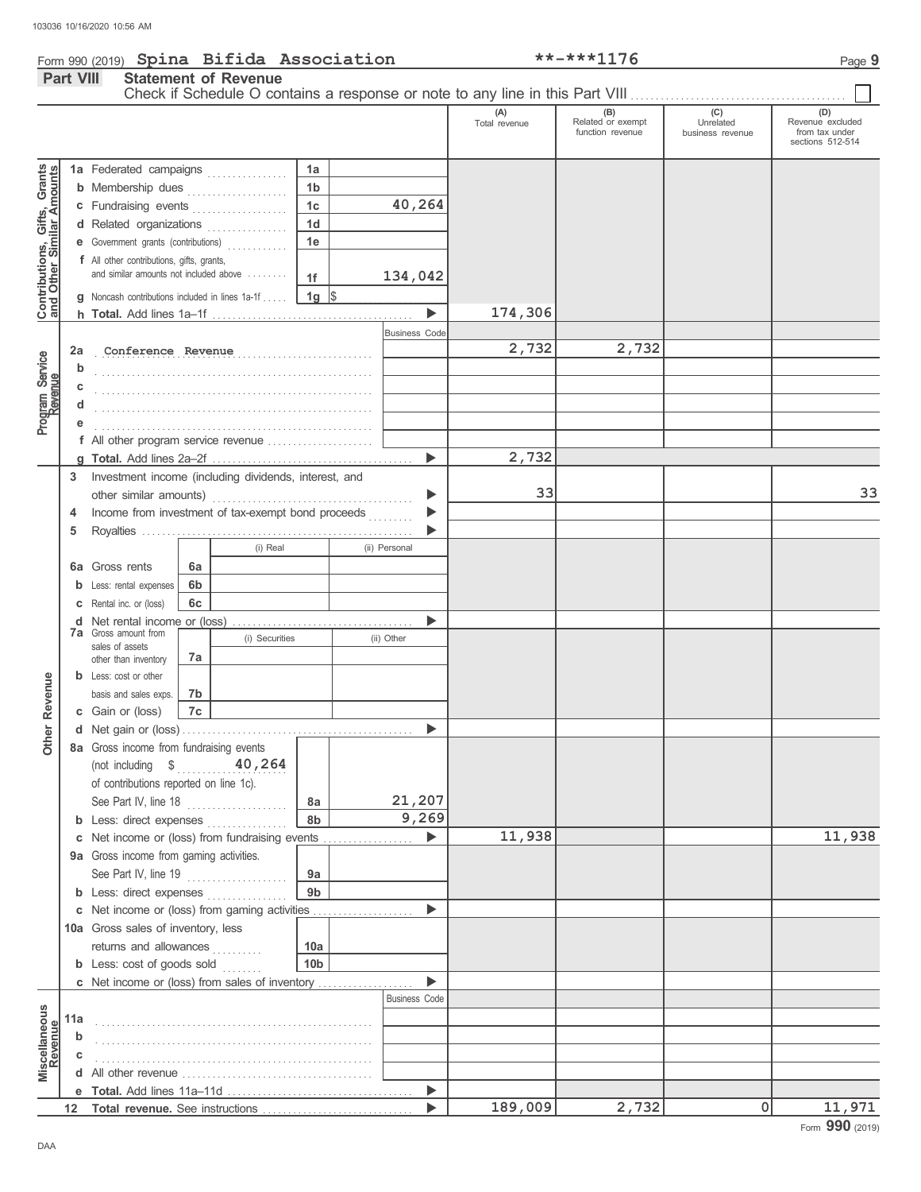Form 990 (2019) **Spina Bifida Association** **-***1176

## Part VIII Statement of Revenue

Check if Schedule O contains a response or note to any line in this Part VIII ☐

| | | | | (A) Total revenue | (B) Related or exempt function revenue | (C) Unrelated business revenue | (D) Revenue excluded from tax under sections 512-514 |
|---|---|---|---|---|---|---|---|
| **Contributions, Gifts, Grants and Other Similar Amounts** | 1a Federated campaigns | 1a | | | | | |
| | b Membership dues | 1b | | | | | |
| | c Fundraising events | 1c | 40,264 | | | | |
| | d Related organizations | 1d | | | | | |
| | e Government grants (contributions) | 1e | | | | | |
| | f All other contributions, gifts, grants, and similar amounts not included above | 1f | 134,042 | | | | |
| | g Noncash contributions included in lines 1a-1f | 1g | $ | | | | |
| | h **Total.** Add lines 1a–1f | | ▶ | 174,306 | | | |
| **Program Service Revenue** | | | Business Code | | | | |
| | 2a Conference Revenue | | | 2,732 | 2,732 | | |
| | b | | | | | | |
| | c | | | | | | |
| | d | | | | | | |
| | e | | | | | | |
| | f All other program service revenue | | | | | | |
| | g **Total.** Add lines 2a–2f | | ▶ | 2,732 | | | |
| **Other Revenue** | 3 Investment income (including dividends, interest, and other similar amounts) | | ▶ | 33 | | | 33 |
| | 4 Income from investment of tax-exempt bond proceeds | | ▶ | | | | |
| | 5 Royalties | | ▶ | | | | |
| | | | (i) Real / (ii) Personal | | | | |
| | 6a Gross rents | 6a | | | | | |
| | b Less: rental expenses | 6b | | | | | |
| | c Rental inc. or (loss) | 6c | | | | | |
| | d Net rental income or (loss) | | ▶ | | | | |
| | | | (i) Securities / (ii) Other | | | | |
| | 7a Gross amount from sales of assets other than inventory | 7a | | | | | |
| | b Less: cost or other basis and sales exps. | 7b | | | | | |
| | c Gain or (loss) | 7c | | | | | |
| | d Net gain or (loss) | | ▶ | | | | |
| | 8a Gross income from fundraising events (not including $ 40,264 of contributions reported on line 1c). See Part IV, line 18 | 8a | 21,207 | | | | |
| | b Less: direct expenses | 8b | 9,269 | | | | |
| | c Net income or (loss) from fundraising events | | ▶ | 11,938 | | | 11,938 |
| | 9a Gross income from gaming activities. See Part IV, line 19 | 9a | | | | | |
| | b Less: direct expenses | 9b | | | | | |
| | c Net income or (loss) from gaming activities | | ▶ | | | | |
| | 10a Gross sales of inventory, less returns and allowances | 10a | | | | | |
| | b Less: cost of goods sold | 10b | | | | | |
| | c Net income or (loss) from sales of inventory | | ▶ | | | | |
| **Miscellaneous Revenue** | | | Business Code | | | | |
| | 11a | | | | | | |
| | b | | | | | | |
| | c | | | | | | |
| | d All other revenue | | | | | | |
| | e **Total.** Add lines 11a–11d | | ▶ | | | | |
| | 12 **Total revenue.** See instructions | | ▶ | 189,009 | 2,732 | 0 | 11,971 |

Form **990** (2019)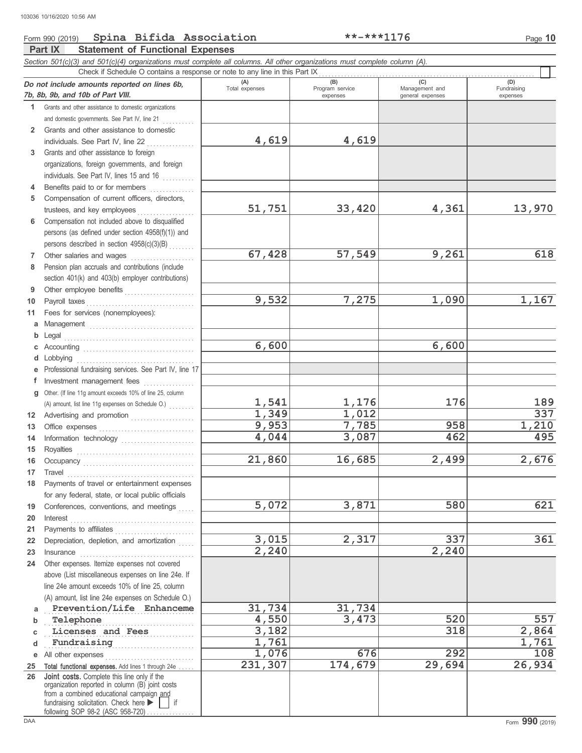Form 990 (2019) **Spina Bifida Association** **-***1176

## Part IX Statement of Functional Expenses

*Section 501(c)(3) and 501(c)(4) organizations must complete all columns. All other organizations must complete column (A).*

Check if Schedule O contains a response or note to any line in this Part IX ☐

| *Do not include amounts reported on lines 6b, 7b, 8b, 9b, and 10b of Part VIII.* | (A) Total expenses | (B) Program service expenses | (C) Management and general expenses | (D) Fundraising expenses |
|---|---|---|---|---|
| 1 Grants and other assistance to domestic organizations and domestic governments. See Part IV, line 21 | | | | |
| 2 Grants and other assistance to domestic individuals. See Part IV, line 22 | 4,619 | 4,619 | | |
| 3 Grants and other assistance to foreign organizations, foreign governments, and foreign individuals. See Part IV, lines 15 and 16 | | | | |
| 4 Benefits paid to or for members | | | | |
| 5 Compensation of current officers, directors, trustees, and key employees | 51,751 | 33,420 | 4,361 | 13,970 |
| 6 Compensation not included above to disqualified persons (as defined under section 4958(f)(1)) and persons described in section 4958(c)(3)(B) | | | | |
| 7 Other salaries and wages | 67,428 | 57,549 | 9,261 | 618 |
| 8 Pension plan accruals and contributions (include section 401(k) and 403(b) employer contributions) | | | | |
| 9 Other employee benefits | | | | |
| 10 Payroll taxes | 9,532 | 7,275 | 1,090 | 1,167 |
| 11 Fees for services (nonemployees): | | | | |
| a Management | | | | |
| b Legal | | | | |
| c Accounting | 6,600 | | 6,600 | |
| d Lobbying | | | | |
| e Professional fundraising services. See Part IV, line 17 | | | | |
| f Investment management fees | | | | |
| g Other. (If line 11g amount exceeds 10% of line 25, column (A) amount, list line 11g expenses on Schedule O.) | 1,541 | 1,176 | 176 | 189 |
| 12 Advertising and promotion | 1,349 | 1,012 | | 337 |
| 13 Office expenses | 9,953 | 7,785 | 958 | 1,210 |
| 14 Information technology | 4,044 | 3,087 | 462 | 495 |
| 15 Royalties | | | | |
| 16 Occupancy | 21,860 | 16,685 | 2,499 | 2,676 |
| 17 Travel | | | | |
| 18 Payments of travel or entertainment expenses for any federal, state, or local public officials | | | | |
| 19 Conferences, conventions, and meetings | 5,072 | 3,871 | 580 | 621 |
| 20 Interest | | | | |
| 21 Payments to affiliates | | | | |
| 22 Depreciation, depletion, and amortization | 3,015 | 2,317 | 337 | 361 |
| 23 Insurance | 2,240 | | 2,240 | |
| 24 Other expenses. Itemize expenses not covered above (List miscellaneous expenses on line 24e. If line 24e amount exceeds 10% of line 25, column (A) amount, list line 24e expenses on Schedule O.) | | | | |
| a Prevention/Life Enhanceme | 31,734 | 31,734 | | |
| b Telephone | 4,550 | 3,473 | 520 | 557 |
| c Licenses and Fees | 3,182 | | 318 | 2,864 |
| d Fundraising | 1,761 | | | 1,761 |
| e All other expenses | 1,076 | 676 | 292 | 108 |
| 25 **Total functional expenses.** Add lines 1 through 24e | 231,307 | 174,679 | 29,694 | 26,934 |
| 26 **Joint costs.** Complete this line only if the organization reported in column (B) joint costs from a combined educational campaign and fundraising solicitation. Check here ▶ ☐ if following SOP 98-2 (ASC 958-720) | | | | |

Form **990** (2019)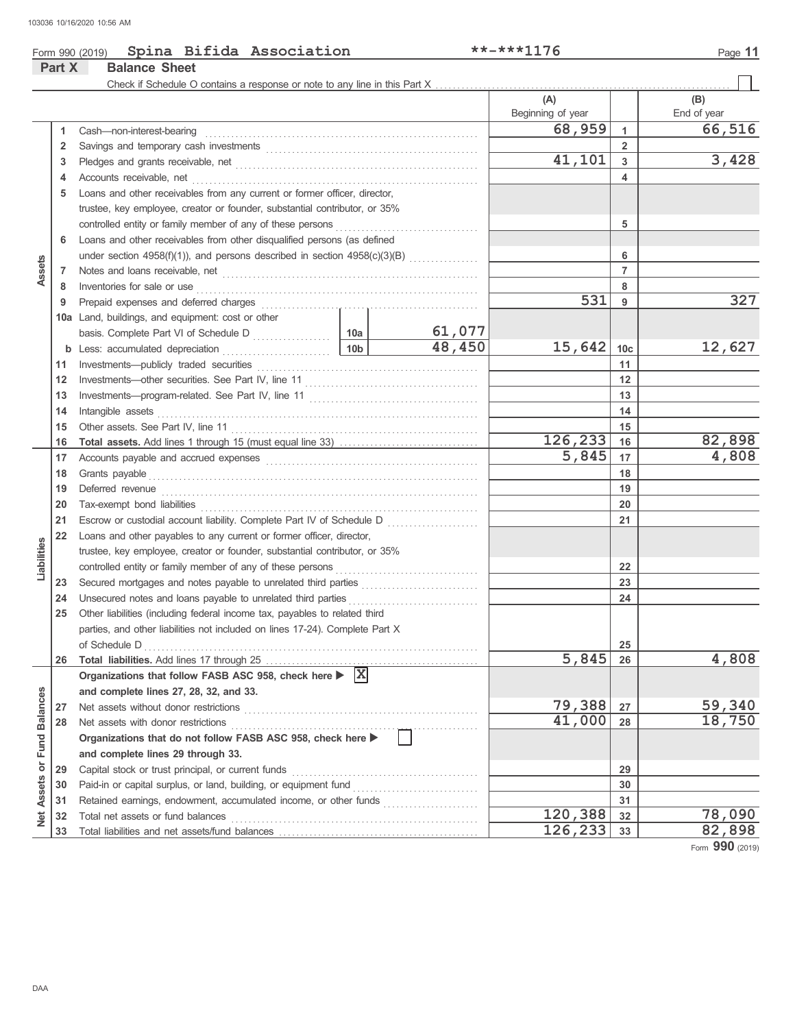103036 10/16/2020 10:56 AM

Form 990 (2019) **Spina Bifida Association** **-***1176

## Part X Balance Sheet

Check if Schedule O contains a response or note to any line in this Part X ☐

| | | | | | (A) Beginning of year | | (B) End of year |
|---|---|---|---|---|---|---|---|
| **Assets** | 1 | Cash—non-interest-bearing | | | 68,959 | 1 | 66,516 |
| | 2 | Savings and temporary cash investments | | | | 2 | |
| | 3 | Pledges and grants receivable, net | | | 41,101 | 3 | 3,428 |
| | 4 | Accounts receivable, net | | | | 4 | |
| | 5 | Loans and other receivables from any current or former officer, director, trustee, key employee, creator or founder, substantial contributor, or 35% controlled entity or family member of any of these persons | | | | 5 | |
| | 6 | Loans and other receivables from other disqualified persons (as defined under section 4958(f)(1)), and persons described in section 4958(c)(3)(B) | | | | 6 | |
| | 7 | Notes and loans receivable, net | | | | 7 | |
| | 8 | Inventories for sale or use | | | | 8 | |
| | 9 | Prepaid expenses and deferred charges | | | 531 | 9 | 327 |
| | 10a | Land, buildings, and equipment: cost or other basis. Complete Part VI of Schedule D | 10a | 61,077 | | | |
| | b | Less: accumulated depreciation | 10b | 48,450 | 15,642 | 10c | 12,627 |
| | 11 | Investments—publicly traded securities | | | | 11 | |
| | 12 | Investments—other securities. See Part IV, line 11 | | | | 12 | |
| | 13 | Investments—program-related. See Part IV, line 11 | | | | 13 | |
| | 14 | Intangible assets | | | | 14 | |
| | 15 | Other assets. See Part IV, line 11 | | | | 15 | |
| | 16 | **Total assets.** Add lines 1 through 15 (must equal line 33) | | | 126,233 | 16 | 82,898 |
| **Liabilities** | 17 | Accounts payable and accrued expenses | | | 5,845 | 17 | 4,808 |
| | 18 | Grants payable | | | | 18 | |
| | 19 | Deferred revenue | | | | 19 | |
| | 20 | Tax-exempt bond liabilities | | | | 20 | |
| | 21 | Escrow or custodial account liability. Complete Part IV of Schedule D | | | | 21 | |
| | 22 | Loans and other payables to any current or former officer, director, trustee, key employee, creator or founder, substantial contributor, or 35% controlled entity or family member of any of these persons | | | | 22 | |
| | 23 | Secured mortgages and notes payable to unrelated third parties | | | | 23 | |
| | 24 | Unsecured notes and loans payable to unrelated third parties | | | | 24 | |
| | 25 | Other liabilities (including federal income tax, payables to related third parties, and other liabilities not included on lines 17-24). Complete Part X of Schedule D | | | | 25 | |
| | 26 | **Total liabilities.** Add lines 17 through 25 | | | 5,845 | 26 | 4,808 |
| **Net Assets or Fund Balances** | | **Organizations that follow FASB ASC 958, check here ▶ [X] and complete lines 27, 28, 32, and 33.** | | | | | |
| | 27 | Net assets without donor restrictions | | | 79,388 | 27 | 59,340 |
| | 28 | Net assets with donor restrictions | | | 41,000 | 28 | 18,750 |
| | | **Organizations that do not follow FASB ASC 958, check here ▶ [ ] and complete lines 29 through 33.** | | | | | |
| | 29 | Capital stock or trust principal, or current funds | | | | 29 | |
| | 30 | Paid-in or capital surplus, or land, building, or equipment fund | | | | 30 | |
| | 31 | Retained earnings, endowment, accumulated income, or other funds | | | | 31 | |
| | 32 | Total net assets or fund balances | | | 120,388 | 32 | 78,090 |
| | 33 | Total liabilities and net assets/fund balances | | | 126,233 | 33 | 82,898 |

Form **990** (2019)

DAA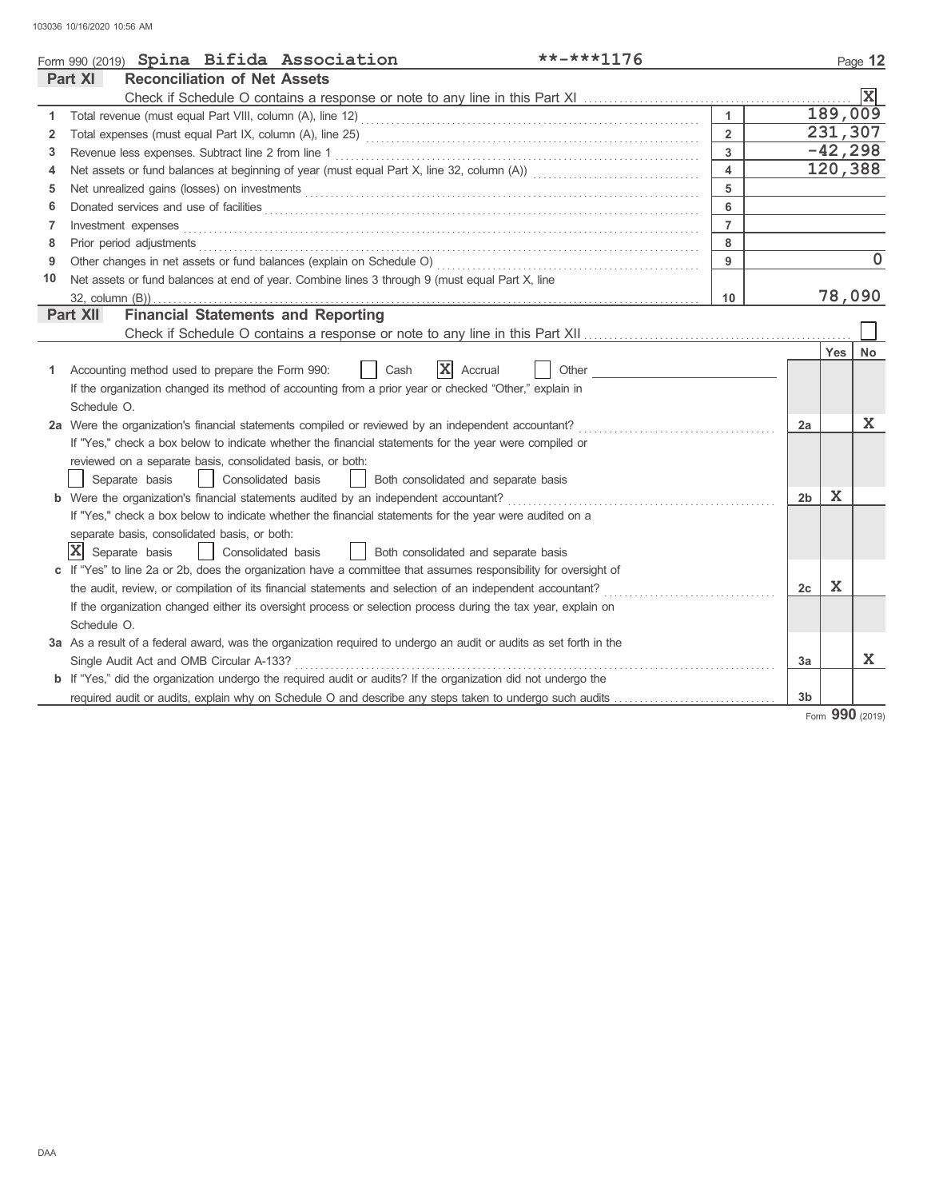Form 990 (2019) **Spina Bifida Association** **-***1176

## Part XI Reconciliation of Net Assets

Check if Schedule O contains a response or note to any line in this Part XI .......... [X]

| | | | |
|---|---|---|---|
| 1 | Total revenue (must equal Part VIII, column (A), line 12) | 1 | 189,009 |
| 2 | Total expenses (must equal Part IX, column (A), line 25) | 2 | 231,307 |
| 3 | Revenue less expenses. Subtract line 2 from line 1 | 3 | -42,298 |
| 4 | Net assets or fund balances at beginning of year (must equal Part X, line 32, column (A)) | 4 | 120,388 |
| 5 | Net unrealized gains (losses) on investments | 5 | |
| 6 | Donated services and use of facilities | 6 | |
| 7 | Investment expenses | 7 | |
| 8 | Prior period adjustments | 8 | |
| 9 | Other changes in net assets or fund balances (explain on Schedule O) | 9 | 0 |
| 10 | Net assets or fund balances at end of year. Combine lines 3 through 9 (must equal Part X, line 32, column (B)) | 10 | 78,090 |

## Part XII Financial Statements and Reporting

Check if Schedule O contains a response or note to any line in this Part XII .......... [ ]

| | | | Yes | No |
|---|---|---|---|---|
| 1 | Accounting method used to prepare the Form 990: [ ] Cash [X] Accrual [ ] Other<br>If the organization changed its method of accounting from a prior year or checked "Other," explain in Schedule O. | | | |
| 2a | Were the organization's financial statements compiled or reviewed by an independent accountant?<br>If "Yes," check a box below to indicate whether the financial statements for the year were compiled or reviewed on a separate basis, consolidated basis, or both:<br>[ ] Separate basis [ ] Consolidated basis [ ] Both consolidated and separate basis | 2a | | X |
| b | Were the organization's financial statements audited by an independent accountant?<br>If "Yes," check a box below to indicate whether the financial statements for the year were audited on a separate basis, consolidated basis, or both:<br>[X] Separate basis [ ] Consolidated basis [ ] Both consolidated and separate basis | 2b | X | |
| c | If "Yes" to line 2a or 2b, does the organization have a committee that assumes responsibility for oversight of the audit, review, or compilation of its financial statements and selection of an independent accountant?<br>If the organization changed either its oversight process or selection process during the tax year, explain on Schedule O. | 2c | X | |
| 3a | As a result of a federal award, was the organization required to undergo an audit or audits as set forth in the Single Audit Act and OMB Circular A-133? | 3a | | X |
| b | If "Yes," did the organization undergo the required audit or audits? If the organization did not undergo the required audit or audits, explain why on Schedule O and describe any steps taken to undergo such audits | 3b | | |

Form **990** (2019)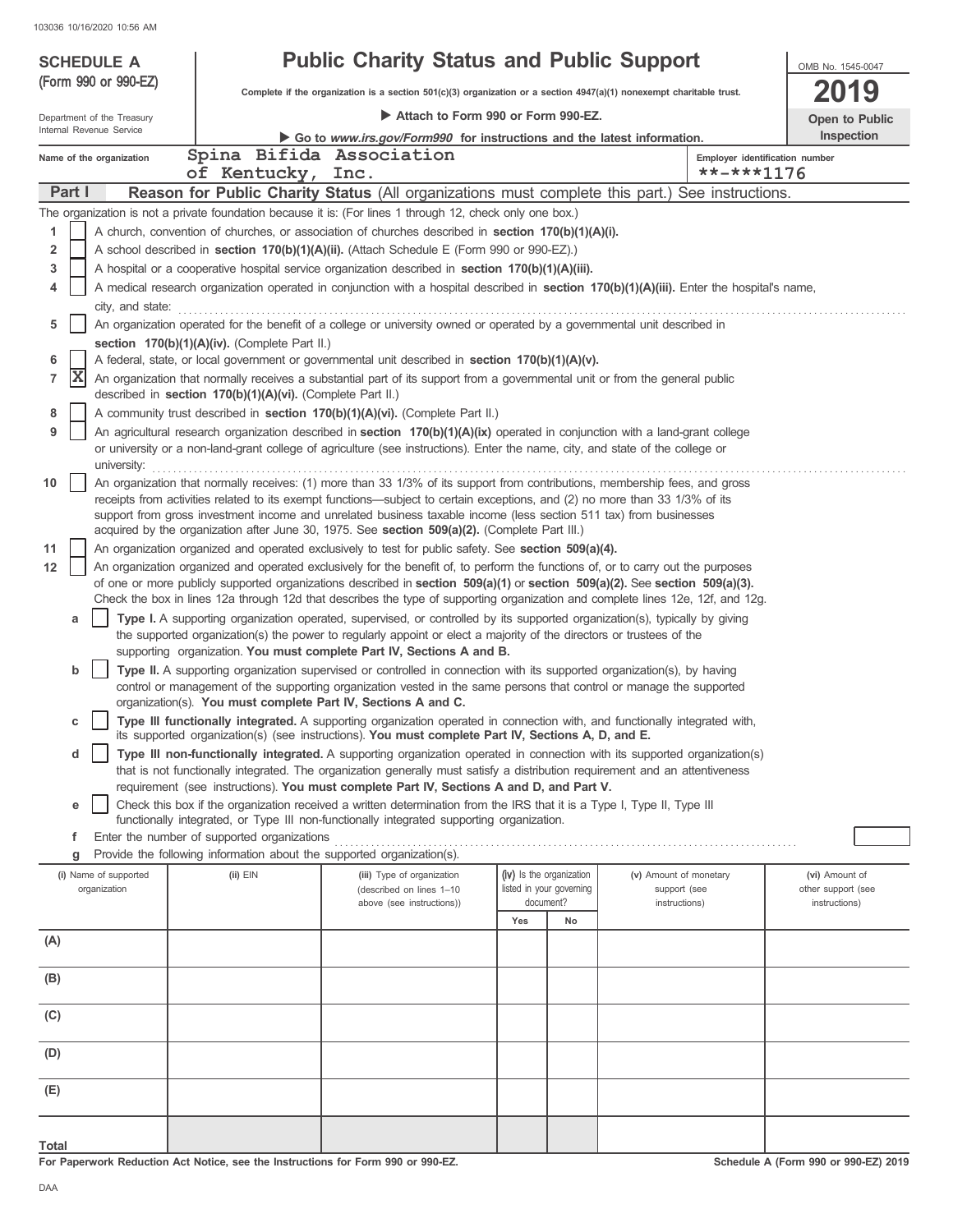**SCHEDULE A (Form 990 or 990-EZ)**

Department of the Treasury
Internal Revenue Service

# Public Charity Status and Public Support

**Complete if the organization is a section 501(c)(3) organization or a section 4947(a)(1) nonexempt charitable trust.**

▶ Attach to Form 990 or Form 990-EZ.

▶ Go to *www.irs.gov/Form990* for instructions and the latest information.

OMB No. 1545-0047

**2019**

**Open to Public Inspection**

Name of the organization: Spina Bifida Association of Kentucky, Inc.

Employer identification number: **-***1176

## Part I — Reason for Public Charity Status (All organizations must complete this part.) See instructions.

The organization is not a private foundation because it is: (For lines 1 through 12, check only one box.)

1. [ ] A church, convention of churches, or association of churches described in **section 170(b)(1)(A)(i).**
2. [ ] A school described in **section 170(b)(1)(A)(ii).** (Attach Schedule E (Form 990 or 990-EZ).)
3. [ ] A hospital or a cooperative hospital service organization described in **section 170(b)(1)(A)(iii).**
4. [ ] A medical research organization operated in conjunction with a hospital described in **section 170(b)(1)(A)(iii).** Enter the hospital's name, city, and state:
5. [ ] An organization operated for the benefit of a college or university owned or operated by a governmental unit described in **section 170(b)(1)(A)(iv).** (Complete Part II.)
6. [ ] A federal, state, or local government or governmental unit described in **section 170(b)(1)(A)(v).**
7. [X] An organization that normally receives a substantial part of its support from a governmental unit or from the general public described in **section 170(b)(1)(A)(vi).** (Complete Part II.)
8. [ ] A community trust described in **section 170(b)(1)(A)(vi).** (Complete Part II.)
9. [ ] An agricultural research organization described in **section 170(b)(1)(A)(ix)** operated in conjunction with a land-grant college or university or a non-land-grant college of agriculture (see instructions). Enter the name, city, and state of the college or university:
10. [ ] An organization that normally receives: (1) more than 33 1/3% of its support from contributions, membership fees, and gross receipts from activities related to its exempt functions—subject to certain exceptions, and (2) no more than 33 1/3% of its support from gross investment income and unrelated business taxable income (less section 511 tax) from businesses acquired by the organization after June 30, 1975. See **section 509(a)(2).** (Complete Part III.)
11. [ ] An organization organized and operated exclusively to test for public safety. See **section 509(a)(4).**
12. [ ] An organization organized and operated exclusively for the benefit of, to perform the functions of, or to carry out the purposes of one or more publicly supported organizations described in **section 509(a)(1)** or **section 509(a)(2).** See **section 509(a)(3).** Check the box in lines 12a through 12d that describes the type of supporting organization and complete lines 12e, 12f, and 12g.
   - **a** [ ] **Type I.** A supporting organization operated, supervised, or controlled by its supported organization(s), typically by giving the supported organization(s) the power to regularly appoint or elect a majority of the directors or trustees of the supporting organization. **You must complete Part IV, Sections A and B.**
   - **b** [ ] **Type II.** A supporting organization supervised or controlled in connection with its supported organization(s), by having control or management of the supporting organization vested in the same persons that control or manage the supported organization(s). **You must complete Part IV, Sections A and C.**
   - **c** [ ] **Type III functionally integrated.** A supporting organization operated in connection with, and functionally integrated with, its supported organization(s) (see instructions). **You must complete Part IV, Sections A, D, and E.**
   - **d** [ ] **Type III non-functionally integrated.** A supporting organization operated in connection with its supported organization(s) that is not functionally integrated. The organization generally must satisfy a distribution requirement and an attentiveness requirement (see instructions). **You must complete Part IV, Sections A and D, and Part V.**
   - **e** [ ] Check this box if the organization received a written determination from the IRS that it is a Type I, Type II, Type III functionally integrated, or Type III non-functionally integrated supporting organization.
   - **f** Enter the number of supported organizations
   - **g** Provide the following information about the supported organization(s).

| (i) Name of supported organization | (ii) EIN | (iii) Type of organization (described on lines 1–10 above (see instructions)) | (iv) Is the organization listed in your governing document? Yes | No | (v) Amount of monetary support (see instructions) | (vi) Amount of other support (see instructions) |
|---|---|---|---|---|---|---|
| (A) | | | | | | |
| (B) | | | | | | |
| (C) | | | | | | |
| (D) | | | | | | |
| (E) | | | | | | |
| Total | | | | | | |

**For Paperwork Reduction Act Notice, see the Instructions for Form 990 or 990-EZ.**

**Schedule A (Form 990 or 990-EZ) 2019**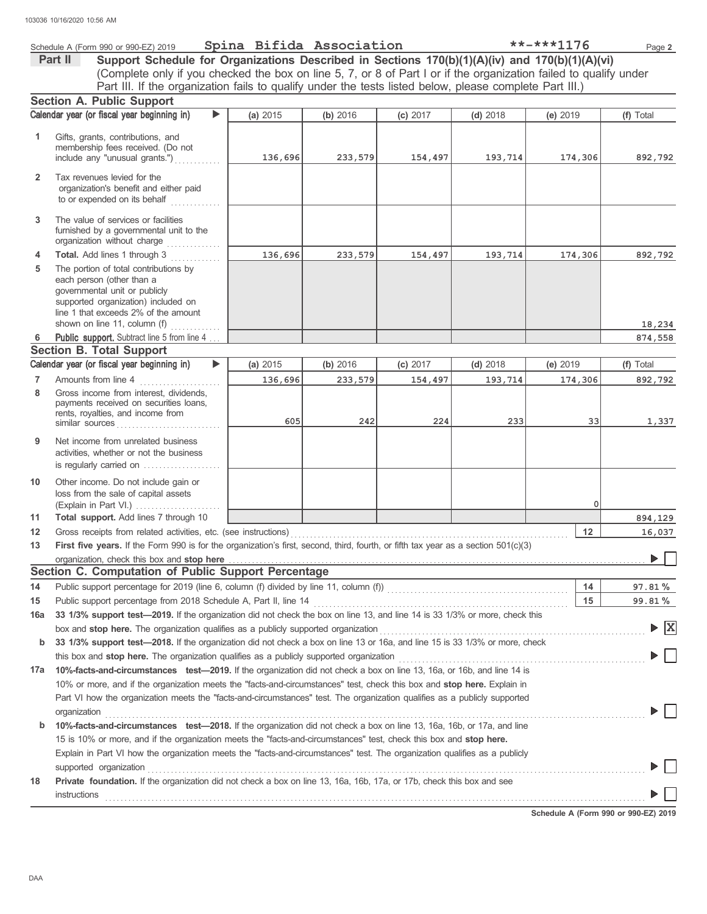Schedule A (Form 990 or 990-EZ) 2019 **Spina Bifida Association** **-***1176

## Part II Support Schedule for Organizations Described in Sections 170(b)(1)(A)(iv) and 170(b)(1)(A)(vi)

(Complete only if you checked the box on line 5, 7, or 8 of Part I or if the organization failed to qualify under Part III. If the organization fails to qualify under the tests listed below, please complete Part III.)

### Section A. Public Support

| Calendar year (or fiscal year beginning in) ▶ | (a) 2015 | (b) 2016 | (c) 2017 | (d) 2018 | (e) 2019 | (f) Total |
|---|---|---|---|---|---|---|
| **1** Gifts, grants, contributions, and membership fees received. (Do not include any "unusual grants.") | 136,696 | 233,579 | 154,497 | 193,714 | 174,306 | 892,792 |
| **2** Tax revenues levied for the organization's benefit and either paid to or expended on its behalf | | | | | | |
| **3** The value of services or facilities furnished by a governmental unit to the organization without charge | | | | | | |
| **4 Total.** Add lines 1 through 3 | 136,696 | 233,579 | 154,497 | 193,714 | 174,306 | 892,792 |
| **5** The portion of total contributions by each person (other than a governmental unit or publicly supported organization) included on line 1 that exceeds 2% of the amount shown on line 11, column (f) | | | | | | 18,234 |
| **6 Public support.** Subtract line 5 from line 4 | | | | | | 874,558 |

### Section B. Total Support

| Calendar year (or fiscal year beginning in) ▶ | (a) 2015 | (b) 2016 | (c) 2017 | (d) 2018 | (e) 2019 | (f) Total |
|---|---|---|---|---|---|---|
| **7** Amounts from line 4 | 136,696 | 233,579 | 154,497 | 193,714 | 174,306 | 892,792 |
| **8** Gross income from interest, dividends, payments received on securities loans, rents, royalties, and income from similar sources | 605 | 242 | 224 | 233 | 33 | 1,337 |
| **9** Net income from unrelated business activities, whether or not the business is regularly carried on | | | | | | |
| **10** Other income. Do not include gain or loss from the sale of capital assets (Explain in Part VI.) | | | | | 0 | |
| **11 Total support.** Add lines 7 through 10 | | | | | | 894,129 |

**12** Gross receipts from related activities, etc. (see instructions) — **12** — 16,037

**13 First five years.** If the Form 990 is for the organization's first, second, third, fourth, or fifth tax year as a section 501(c)(3) organization, check this box and **stop here** ▶ ☐

### Section C. Computation of Public Support Percentage

**14** Public support percentage for 2019 (line 6, column (f) divided by line 11, column (f)) — **14** — 97.81 %

**15** Public support percentage from 2018 Schedule A, Part II, line 14 — **15** — 99.81 %

**16a 33 1/3% support test—2019.** If the organization did not check the box on line 13, and line 14 is 33 1/3% or more, check this box and **stop here.** The organization qualifies as a publicly supported organization ▶ ☒

**b 33 1/3% support test—2018.** If the organization did not check a box on line 13 or 16a, and line 15 is 33 1/3% or more, check this box and **stop here.** The organization qualifies as a publicly supported organization ▶ ☐

**17a 10%-facts-and-circumstances test—2019.** If the organization did not check a box on line 13, 16a, or 16b, and line 14 is 10% or more, and if the organization meets the "facts-and-circumstances" test, check this box and **stop here.** Explain in Part VI how the organization meets the "facts-and-circumstances" test. The organization qualifies as a publicly supported organization ▶ ☐

**b 10%-facts-and-circumstances test—2018.** If the organization did not check a box on line 13, 16a, 16b, or 17a, and line 15 is 10% or more, and if the organization meets the "facts-and-circumstances" test, check this box and **stop here.** Explain in Part VI how the organization meets the "facts-and-circumstances" test. The organization qualifies as a publicly supported organization ▶ ☐

**18 Private foundation.** If the organization did not check a box on line 13, 16a, 16b, 17a, or 17b, check this box and see instructions ▶ ☐

**Schedule A (Form 990 or 990-EZ) 2019**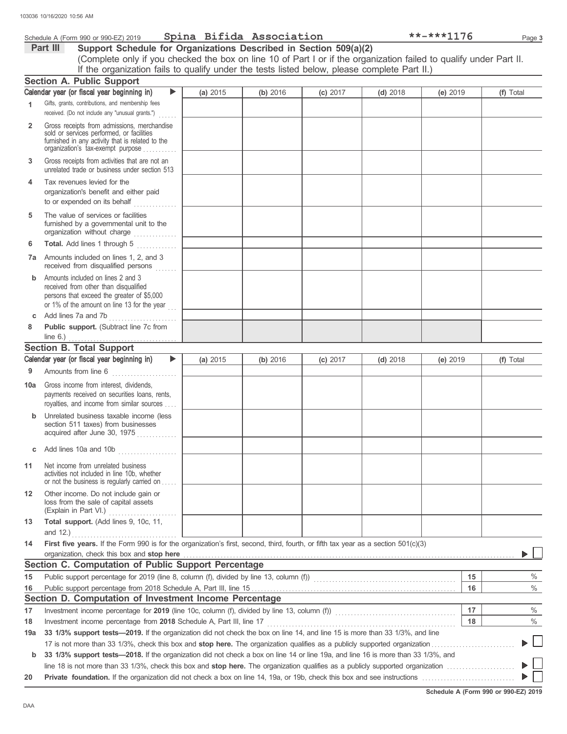Schedule A (Form 990 or 990-EZ) 2019 **Spina Bifida Association** **-***1176

## Part III Support Schedule for Organizations Described in Section 509(a)(2)

(Complete only if you checked the box on line 10 of Part I or if the organization failed to qualify under Part II. If the organization fails to qualify under the tests listed below, please complete Part II.)

### Section A. Public Support

| Calendar year (or fiscal year beginning in) ▶ | (a) 2015 | (b) 2016 | (c) 2017 | (d) 2018 | (e) 2019 | (f) Total |
|---|---|---|---|---|---|---|
| 1 Gifts, grants, contributions, and membership fees received. (Do not include any "unusual grants.") | | | | | | |
| 2 Gross receipts from admissions, merchandise sold or services performed, or facilities furnished in any activity that is related to the organization's tax-exempt purpose | | | | | | |
| 3 Gross receipts from activities that are not an unrelated trade or business under section 513 | | | | | | |
| 4 Tax revenues levied for the organization's benefit and either paid to or expended on its behalf | | | | | | |
| 5 The value of services or facilities furnished by a governmental unit to the organization without charge | | | | | | |
| 6 **Total.** Add lines 1 through 5 | | | | | | |
| 7a Amounts included on lines 1, 2, and 3 received from disqualified persons | | | | | | |
| b Amounts included on lines 2 and 3 received from other than disqualified persons that exceed the greater of $5,000 or 1% of the amount on line 13 for the year | | | | | | |
| c Add lines 7a and 7b | | | | | | |
| 8 **Public support.** (Subtract line 7c from line 6.) | | | | | | |

### Section B. Total Support

| Calendar year (or fiscal year beginning in) ▶ | (a) 2015 | (b) 2016 | (c) 2017 | (d) 2018 | (e) 2019 | (f) Total |
|---|---|---|---|---|---|---|
| 9 Amounts from line 6 | | | | | | |
| 10a Gross income from interest, dividends, payments received on securities loans, rents, royalties, and income from similar sources | | | | | | |
| b Unrelated business taxable income (less section 511 taxes) from businesses acquired after June 30, 1975 | | | | | | |
| c Add lines 10a and 10b | | | | | | |
| 11 Net income from unrelated business activities not included in line 10b, whether or not the business is regularly carried on | | | | | | |
| 12 Other income. Do not include gain or loss from the sale of capital assets (Explain in Part VI.) | | | | | | |
| 13 **Total support.** (Add lines 9, 10c, 11, and 12.) | | | | | | |

14 **First five years.** If the Form 990 is for the organization's first, second, third, fourth, or fifth tax year as a section 501(c)(3) organization, check this box and **stop here** ▶ ☐

### Section C. Computation of Public Support Percentage

| | | | |
|---|---|---|---|
| 15 | Public support percentage for 2019 (line 8, column (f), divided by line 13, column (f)) | 15 | % |
| 16 | Public support percentage from 2018 Schedule A, Part III, line 15 | 16 | % |

### Section D. Computation of Investment Income Percentage

| | | | |
|---|---|---|---|
| 17 | Investment income percentage for **2019** (line 10c, column (f), divided by line 13, column (f)) | 17 | % |
| 18 | Investment income percentage from **2018** Schedule A, Part III, line 17 | 18 | % |

19a **33 1/3% support tests—2019.** If the organization did not check the box on line 14, and line 15 is more than 33 1/3%, and line 17 is not more than 33 1/3%, check this box and **stop here.** The organization qualifies as a publicly supported organization ▶ ☐

b **33 1/3% support tests—2018.** If the organization did not check a box on line 14 or line 19a, and line 16 is more than 33 1/3%, and line 18 is not more than 33 1/3%, check this box and **stop here.** The organization qualifies as a publicly supported organization ▶ ☐

20 **Private foundation.** If the organization did not check a box on line 14, 19a, or 19b, check this box and see instructions ▶ ☐

**Schedule A (Form 990 or 990-EZ) 2019**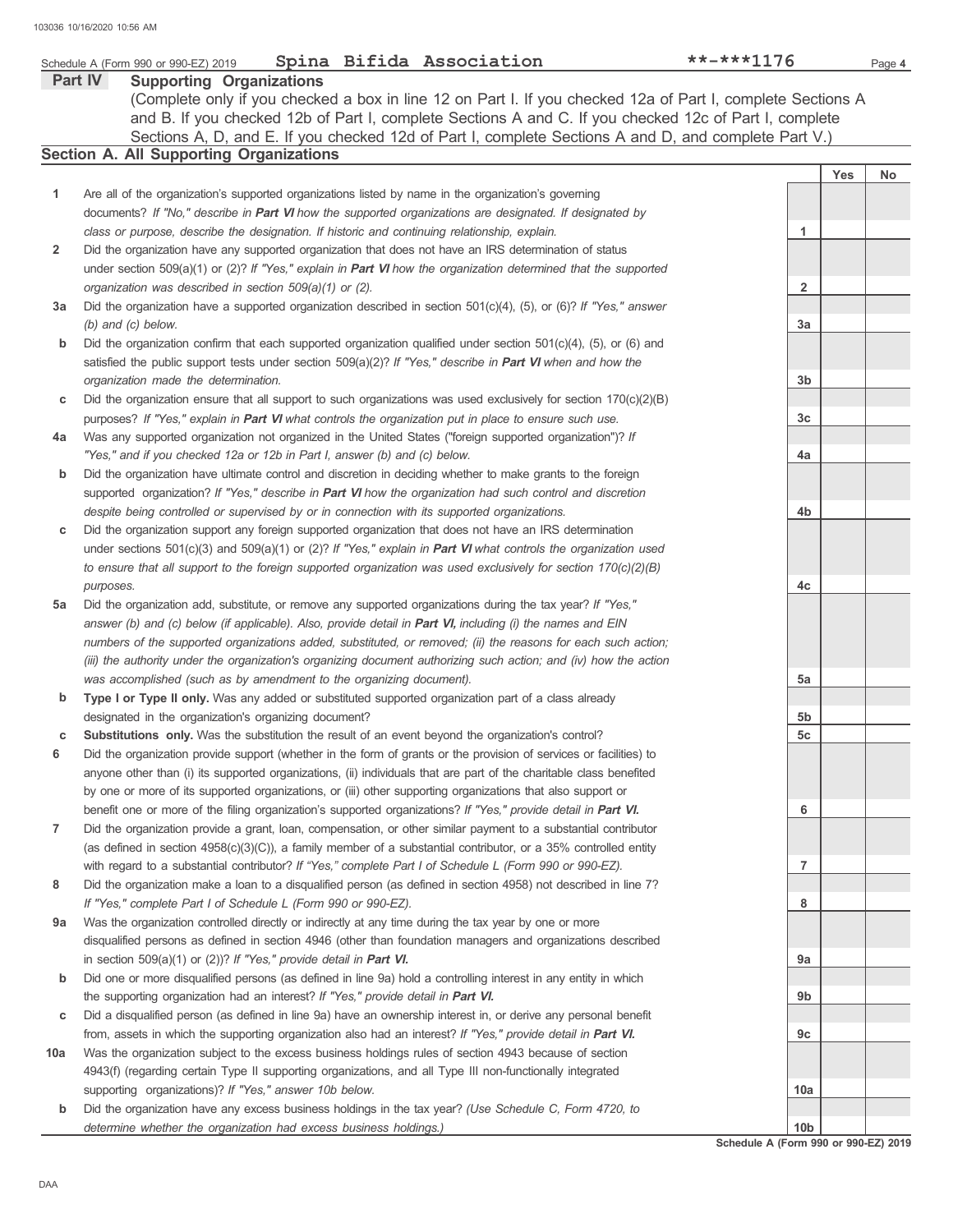Schedule A (Form 990 or 990-EZ) 2019 Spina Bifida Association **-***1176

## Part IV Supporting Organizations

(Complete only if you checked a box in line 12 on Part I. If you checked 12a of Part I, complete Sections A and B. If you checked 12b of Part I, complete Sections A and C. If you checked 12c of Part I, complete Sections A, D, and E. If you checked 12d of Part I, complete Sections A and D, and complete Part V.)

### Section A. All Supporting Organizations

| | | | Yes | No |
|---|---|---|---|---|
| 1 | Are all of the organization's supported organizations listed by name in the organization's governing documents? *If "No," describe in **Part VI** how the supported organizations are designated. If designated by class or purpose, describe the designation. If historic and continuing relationship, explain.* | 1 | | |
| 2 | Did the organization have any supported organization that does not have an IRS determination of status under section 509(a)(1) or (2)? *If "Yes," explain in **Part VI** how the organization determined that the supported organization was described in section 509(a)(1) or (2).* | 2 | | |
| 3a | Did the organization have a supported organization described in section 501(c)(4), (5), or (6)? *If "Yes," answer (b) and (c) below.* | 3a | | |
| b | Did the organization confirm that each supported organization qualified under section 501(c)(4), (5), or (6) and satisfied the public support tests under section 509(a)(2)? *If "Yes," describe in **Part VI** when and how the organization made the determination.* | 3b | | |
| c | Did the organization ensure that all support to such organizations was used exclusively for section 170(c)(2)(B) purposes? *If "Yes," explain in **Part VI** what controls the organization put in place to ensure such use.* | 3c | | |
| 4a | Was any supported organization not organized in the United States ("foreign supported organization")? *If "Yes," and if you checked 12a or 12b in Part I, answer (b) and (c) below.* | 4a | | |
| b | Did the organization have ultimate control and discretion in deciding whether to make grants to the foreign supported organization? *If "Yes," describe in **Part VI** how the organization had such control and discretion despite being controlled or supervised by or in connection with its supported organizations.* | 4b | | |
| c | Did the organization support any foreign supported organization that does not have an IRS determination under sections 501(c)(3) and 509(a)(1) or (2)? *If "Yes," explain in **Part VI** what controls the organization used to ensure that all support to the foreign supported organization was used exclusively for section 170(c)(2)(B) purposes.* | 4c | | |
| 5a | Did the organization add, substitute, or remove any supported organizations during the tax year? *If "Yes," answer (b) and (c) below (if applicable). Also, provide detail in **Part VI,** including (i) the names and EIN numbers of the supported organizations added, substituted, or removed; (ii) the reasons for each such action; (iii) the authority under the organization's organizing document authorizing such action; and (iv) how the action was accomplished (such as by amendment to the organizing document).* | 5a | | |
| b | **Type I or Type II only.** Was any added or substituted supported organization part of a class already designated in the organization's organizing document? | 5b | | |
| c | **Substitutions only.** Was the substitution the result of an event beyond the organization's control? | 5c | | |
| 6 | Did the organization provide support (whether in the form of grants or the provision of services or facilities) to anyone other than (i) its supported organizations, (ii) individuals that are part of the charitable class benefited by one or more of its supported organizations, or (iii) other supporting organizations that also support or benefit one or more of the filing organization's supported organizations? *If "Yes," provide detail in **Part VI.*** | 6 | | |
| 7 | Did the organization provide a grant, loan, compensation, or other similar payment to a substantial contributor (as defined in section 4958(c)(3)(C)), a family member of a substantial contributor, or a 35% controlled entity with regard to a substantial contributor? *If "Yes," complete Part I of Schedule L (Form 990 or 990-EZ).* | 7 | | |
| 8 | Did the organization make a loan to a disqualified person (as defined in section 4958) not described in line 7? *If "Yes," complete Part I of Schedule L (Form 990 or 990-EZ).* | 8 | | |
| 9a | Was the organization controlled directly or indirectly at any time during the tax year by one or more disqualified persons as defined in section 4946 (other than foundation managers and organizations described in section 509(a)(1) or (2))? *If "Yes," provide detail in **Part VI.*** | 9a | | |
| b | Did one or more disqualified persons (as defined in line 9a) hold a controlling interest in any entity in which the supporting organization had an interest? *If "Yes," provide detail in **Part VI.*** | 9b | | |
| c | Did a disqualified person (as defined in line 9a) have an ownership interest in, or derive any personal benefit from, assets in which the supporting organization also had an interest? *If "Yes," provide detail in **Part VI.*** | 9c | | |
| 10a | Was the organization subject to the excess business holdings rules of section 4943 because of section 4943(f) (regarding certain Type II supporting organizations, and all Type III non-functionally integrated supporting organizations)? *If "Yes," answer 10b below.* | 10a | | |
| b | Did the organization have any excess business holdings in the tax year? *(Use Schedule C, Form 4720, to determine whether the organization had excess business holdings.)* | 10b | | |

Schedule A (Form 990 or 990-EZ) 2019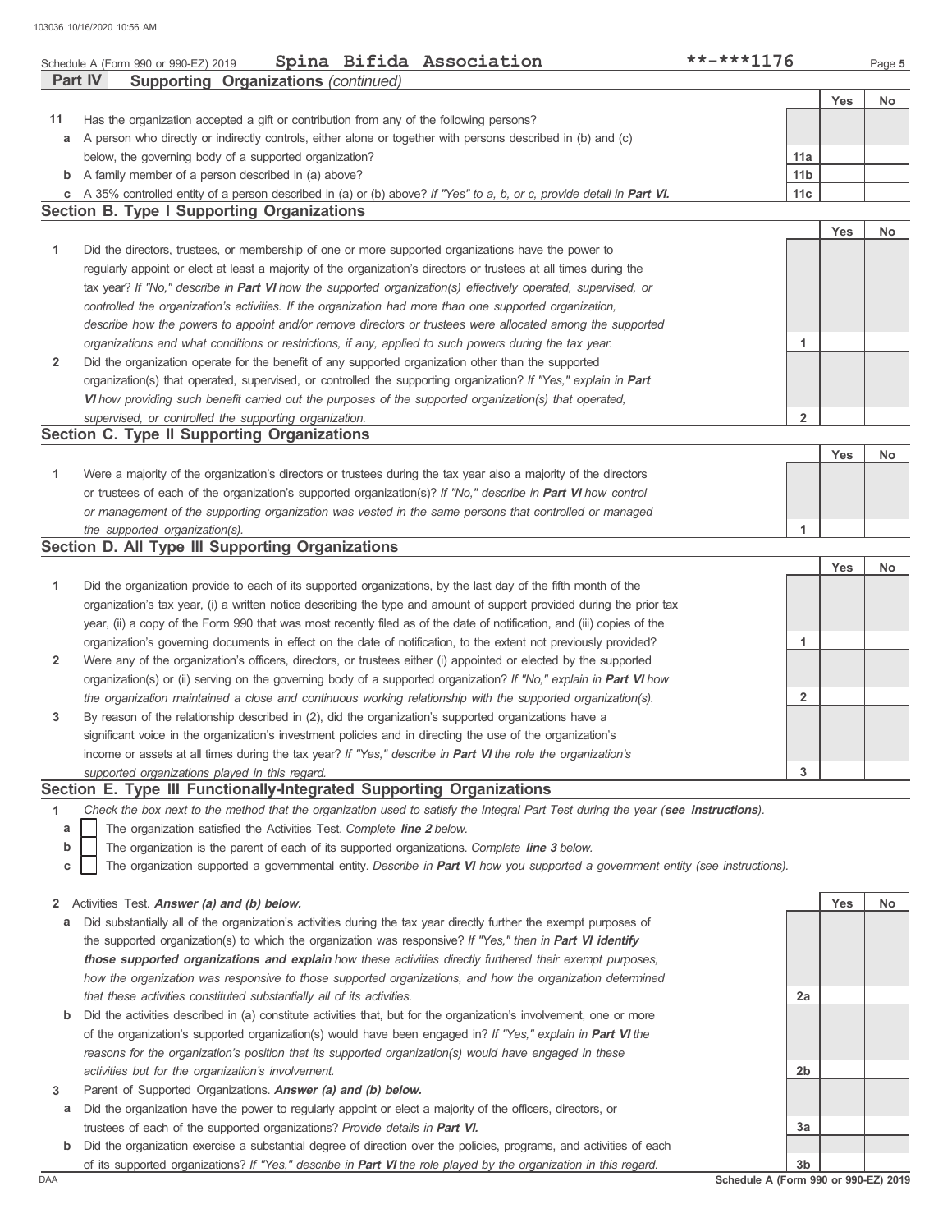Schedule A (Form 990 or 990-EZ) 2019 **Spina Bifida Association** **-***1176

**Part IV Supporting Organizations** *(continued)*

| | | | Yes | No |
|---|---|---|---|---|
| **11** | Has the organization accepted a gift or contribution from any of the following persons? | | | |
| **a** | A person who directly or indirectly controls, either alone or together with persons described in (b) and (c) below, the governing body of a supported organization? | 11a | | |
| **b** | A family member of a person described in (a) above? | 11b | | |
| **c** | A 35% controlled entity of a person described in (a) or (b) above? *If "Yes" to a, b, or c, provide detail in **Part VI.*** | 11c | | |

## Section B. Type I Supporting Organizations

| | | | Yes | No |
|---|---|---|---|---|
| **1** | Did the directors, trustees, or membership of one or more supported organizations have the power to regularly appoint or elect at least a majority of the organization's directors or trustees at all times during the tax year? *If "No," describe in **Part VI** how the supported organization(s) effectively operated, supervised, or controlled the organization's activities. If the organization had more than one supported organization, describe how the powers to appoint and/or remove directors or trustees were allocated among the supported organizations and what conditions or restrictions, if any, applied to such powers during the tax year.* | 1 | | |
| **2** | Did the organization operate for the benefit of any supported organization other than the supported organization(s) that operated, supervised, or controlled the supporting organization? *If "Yes," explain in **Part VI** how providing such benefit carried out the purposes of the supported organization(s) that operated, supervised, or controlled the supporting organization.* | 2 | | |

## Section C. Type II Supporting Organizations

| | | | Yes | No |
|---|---|---|---|---|
| **1** | Were a majority of the organization's directors or trustees during the tax year also a majority of the directors or trustees of each of the organization's supported organization(s)? *If "No," describe in **Part VI** how control or management of the supporting organization was vested in the same persons that controlled or managed the supported organization(s).* | 1 | | |

## Section D. All Type III Supporting Organizations

| | | | Yes | No |
|---|---|---|---|---|
| **1** | Did the organization provide to each of its supported organizations, by the last day of the fifth month of the organization's tax year, (i) a written notice describing the type and amount of support provided during the prior tax year, (ii) a copy of the Form 990 that was most recently filed as of the date of notification, and (iii) copies of the organization's governing documents in effect on the date of notification, to the extent not previously provided? | 1 | | |
| **2** | Were any of the organization's officers, directors, or trustees either (i) appointed or elected by the supported organization(s) or (ii) serving on the governing body of a supported organization? *If "No," explain in **Part VI** how the organization maintained a close and continuous working relationship with the supported organization(s).* | 2 | | |
| **3** | By reason of the relationship described in (2), did the organization's supported organizations have a significant voice in the organization's investment policies and in directing the use of the organization's income or assets at all times during the tax year? *If "Yes," describe in **Part VI** the role the organization's supported organizations played in this regard.* | 3 | | |

## Section E. Type III Functionally-Integrated Supporting Organizations

**1** *Check the box next to the method that the organization used to satisfy the Integral Part Test during the year (**see instructions**).*

- **a** ☐ The organization satisfied the Activities Test. *Complete **line 2** below.*
- **b** ☐ The organization is the parent of each of its supported organizations. *Complete **line 3** below.*
- **c** ☐ The organization supported a governmental entity. *Describe in **Part VI** how you supported a government entity (see instructions).*

| | | | Yes | No |
|---|---|---|---|---|
| **2** | Activities Test. ***Answer (a) and (b) below.*** | | | |
| **a** | Did substantially all of the organization's activities during the tax year directly further the exempt purposes of the supported organization(s) to which the organization was responsive? *If "Yes," then in **Part VI identify those supported organizations and explain** how these activities directly furthered their exempt purposes, how the organization was responsive to those supported organizations, and how the organization determined that these activities constituted substantially all of its activities.* | 2a | | |
| **b** | Did the activities described in (a) constitute activities that, but for the organization's involvement, one or more of the organization's supported organization(s) would have been engaged in? *If "Yes," explain in **Part VI** the reasons for the organization's position that its supported organization(s) would have engaged in these activities but for the organization's involvement.* | 2b | | |
| **3** | Parent of Supported Organizations. ***Answer (a) and (b) below.*** | | | |
| **a** | Did the organization have the power to regularly appoint or elect a majority of the officers, directors, or trustees of each of the supported organizations? *Provide details in **Part VI.*** | 3a | | |
| **b** | Did the organization exercise a substantial degree of direction over the policies, programs, and activities of each of its supported organizations? *If "Yes," describe in **Part VI** the role played by the organization in this regard.* | 3b | | |

DAA **Schedule A (Form 990 or 990-EZ) 2019**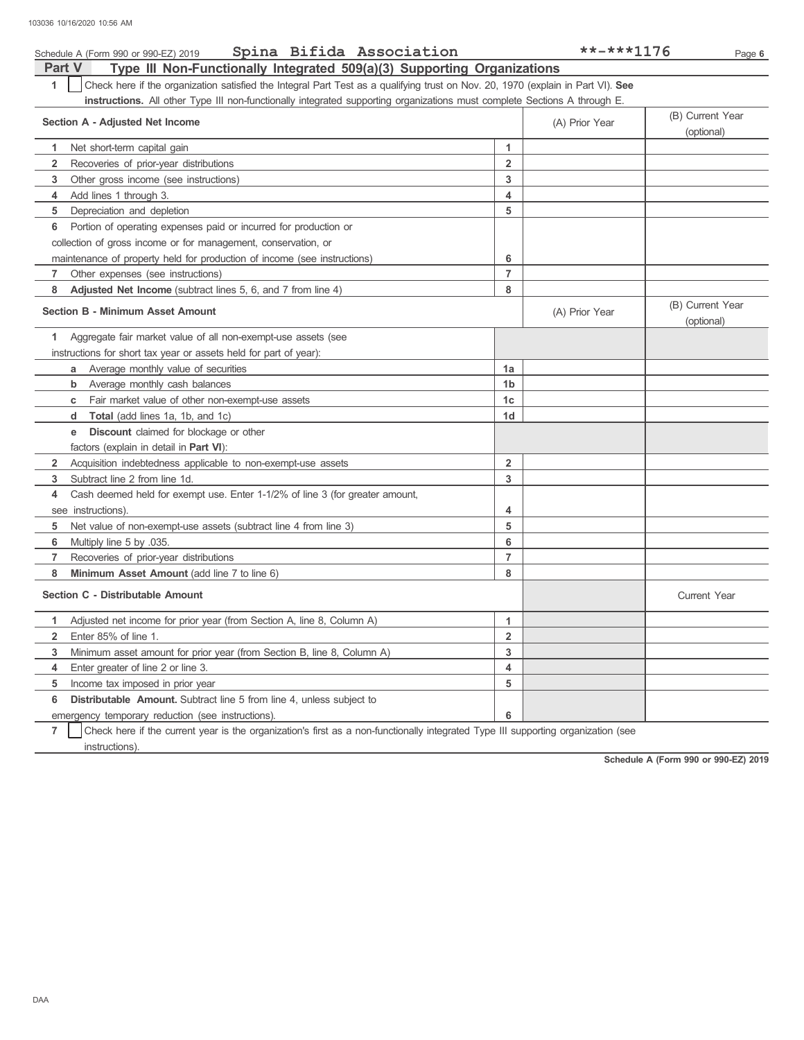Schedule A (Form 990 or 990-EZ) 2019 Spina Bifida Association **-***1176

## Part V Type III Non-Functionally Integrated 509(a)(3) Supporting Organizations

1 ☐ Check here if the organization satisfied the Integral Part Test as a qualifying trust on Nov. 20, 1970 (explain in Part VI). **See instructions.** All other Type III non-functionally integrated supporting organizations must complete Sections A through E.

| Section A - Adjusted Net Income | | (A) Prior Year | (B) Current Year (optional) |
|---|---|---|---|
| 1 Net short-term capital gain | 1 | | |
| 2 Recoveries of prior-year distributions | 2 | | |
| 3 Other gross income (see instructions) | 3 | | |
| 4 Add lines 1 through 3. | 4 | | |
| 5 Depreciation and depletion | 5 | | |
| 6 Portion of operating expenses paid or incurred for production or collection of gross income or for management, conservation, or maintenance of property held for production of income (see instructions) | 6 | | |
| 7 Other expenses (see instructions) | 7 | | |
| 8 **Adjusted Net Income** (subtract lines 5, 6, and 7 from line 4) | 8 | | |

| Section B - Minimum Asset Amount | | (A) Prior Year | (B) Current Year (optional) |
|---|---|---|---|
| 1 Aggregate fair market value of all non-exempt-use assets (see instructions for short tax year or assets held for part of year): | | | |
| a Average monthly value of securities | 1a | | |
| b Average monthly cash balances | 1b | | |
| c Fair market value of other non-exempt-use assets | 1c | | |
| d **Total** (add lines 1a, 1b, and 1c) | 1d | | |
| e **Discount** claimed for blockage or other factors (explain in detail in **Part VI**): | | | |
| 2 Acquisition indebtedness applicable to non-exempt-use assets | 2 | | |
| 3 Subtract line 2 from line 1d. | 3 | | |
| 4 Cash deemed held for exempt use. Enter 1-1/2% of line 3 (for greater amount, see instructions). | 4 | | |
| 5 Net value of non-exempt-use assets (subtract line 4 from line 3) | 5 | | |
| 6 Multiply line 5 by .035. | 6 | | |
| 7 Recoveries of prior-year distributions | 7 | | |
| 8 **Minimum Asset Amount** (add line 7 to line 6) | 8 | | |

| Section C - Distributable Amount | | | Current Year |
|---|---|---|---|
| 1 Adjusted net income for prior year (from Section A, line 8, Column A) | 1 | | |
| 2 Enter 85% of line 1. | 2 | | |
| 3 Minimum asset amount for prior year (from Section B, line 8, Column A) | 3 | | |
| 4 Enter greater of line 2 or line 3. | 4 | | |
| 5 Income tax imposed in prior year | 5 | | |
| 6 **Distributable Amount.** Subtract line 5 from line 4, unless subject to emergency temporary reduction (see instructions). | 6 | | |

7 ☐ Check here if the current year is the organization's first as a non-functionally integrated Type III supporting organization (see instructions).

**Schedule A (Form 990 or 990-EZ) 2019**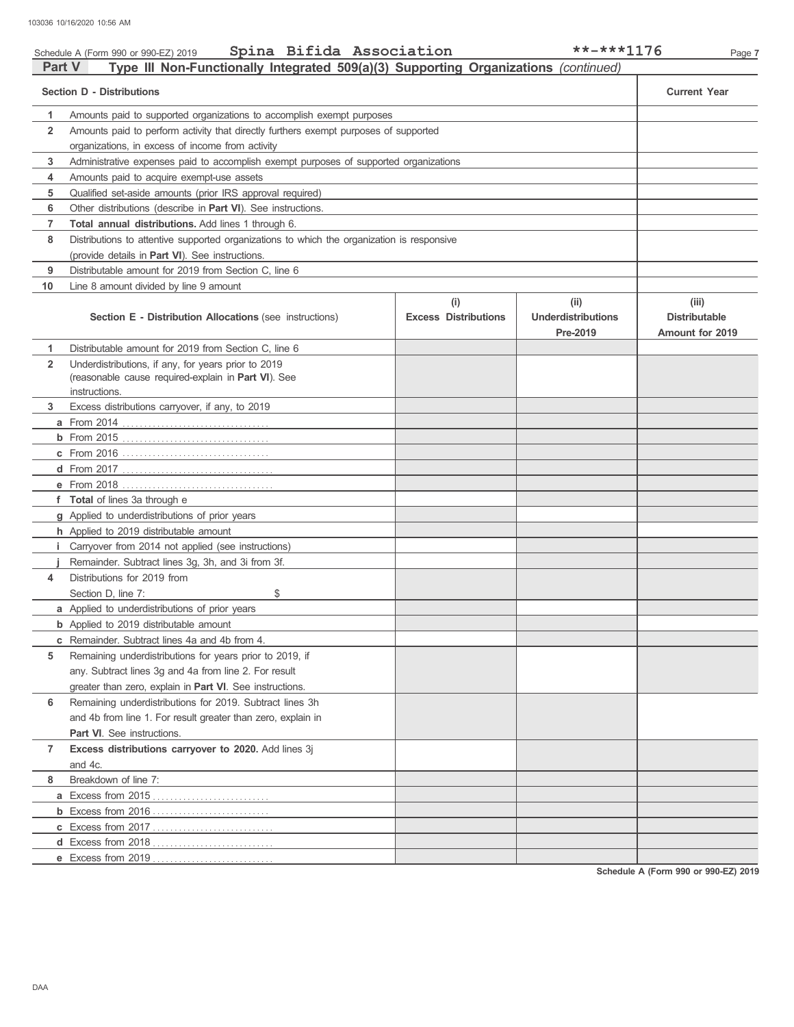Schedule A (Form 990 or 990-EZ) 2019 **Spina Bifida Association** **-***1176

## Part V Type III Non-Functionally Integrated 509(a)(3) Supporting Organizations *(continued)*

| **Section D - Distributions** | | **Current Year** |
|---|---|---|
| 1 | Amounts paid to supported organizations to accomplish exempt purposes | |
| 2 | Amounts paid to perform activity that directly furthers exempt purposes of supported organizations, in excess of income from activity | |
| 3 | Administrative expenses paid to accomplish exempt purposes of supported organizations | |
| 4 | Amounts paid to acquire exempt-use assets | |
| 5 | Qualified set-aside amounts (prior IRS approval required) | |
| 6 | Other distributions (describe in **Part VI**). See instructions. | |
| 7 | **Total annual distributions.** Add lines 1 through 6. | |
| 8 | Distributions to attentive supported organizations to which the organization is responsive (provide details in **Part VI**). See instructions. | |
| 9 | Distributable amount for 2019 from Section C, line 6 | |
| 10 | Line 8 amount divided by line 9 amount | |

| | **Section E - Distribution Allocations** (see instructions) | **(i) Excess Distributions** | **(ii) Underdistributions Pre-2019** | **(iii) Distributable Amount for 2019** |
|---|---|---|---|---|
| 1 | Distributable amount for 2019 from Section C, line 6 | | | |
| 2 | Underdistributions, if any, for years prior to 2019 (reasonable cause required-explain in **Part VI**). See instructions. | | | |
| 3 | Excess distributions carryover, if any, to 2019 | | | |
| a | From 2014 | | | |
| b | From 2015 | | | |
| c | From 2016 | | | |
| d | From 2017 | | | |
| e | From 2018 | | | |
| f | **Total** of lines 3a through e | | | |
| g | Applied to underdistributions of prior years | | | |
| h | Applied to 2019 distributable amount | | | |
| i | Carryover from 2014 not applied (see instructions) | | | |
| j | Remainder. Subtract lines 3g, 3h, and 3i from 3f. | | | |
| 4 | Distributions for 2019 from Section D, line 7: $ | | | |
| a | Applied to underdistributions of prior years | | | |
| b | Applied to 2019 distributable amount | | | |
| c | Remainder. Subtract lines 4a and 4b from 4. | | | |
| 5 | Remaining underdistributions for years prior to 2019, if any. Subtract lines 3g and 4a from line 2. For result greater than zero, explain in **Part VI**. See instructions. | | | |
| 6 | Remaining underdistributions for 2019. Subtract lines 3h and 4b from line 1. For result greater than zero, explain in **Part VI**. See instructions. | | | |
| 7 | **Excess distributions carryover to 2020.** Add lines 3j and 4c. | | | |
| 8 | Breakdown of line 7: | | | |
| a | Excess from 2015 | | | |
| b | Excess from 2016 | | | |
| c | Excess from 2017 | | | |
| d | Excess from 2018 | | | |
| e | Excess from 2019 | | | |

**Schedule A (Form 990 or 990-EZ) 2019**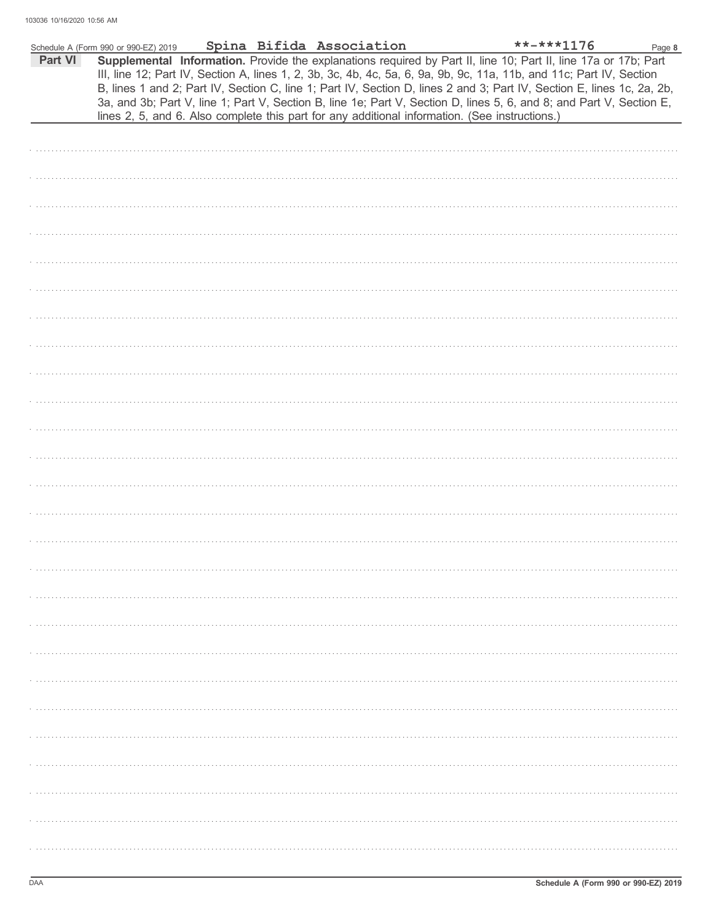Schedule A (Form 990 or 990-EZ) 2019 Spina Bifida Association **-***1176

**Part VI** **Supplemental Information.** Provide the explanations required by Part II, line 10; Part II, line 17a or 17b; Part III, line 12; Part IV, Section A, lines 1, 2, 3b, 3c, 4b, 4c, 5a, 6, 9a, 9b, 9c, 11a, 11b, and 11c; Part IV, Section B, lines 1 and 2; Part IV, Section C, line 1; Part IV, Section D, lines 2 and 3; Part IV, Section E, lines 1c, 2a, 2b, 3a, and 3b; Part V, line 1; Part V, Section B, line 1e; Part V, Section D, lines 5, 6, and 8; and Part V, Section E, lines 2, 5, and 6. Also complete this part for any additional information. (See instructions.)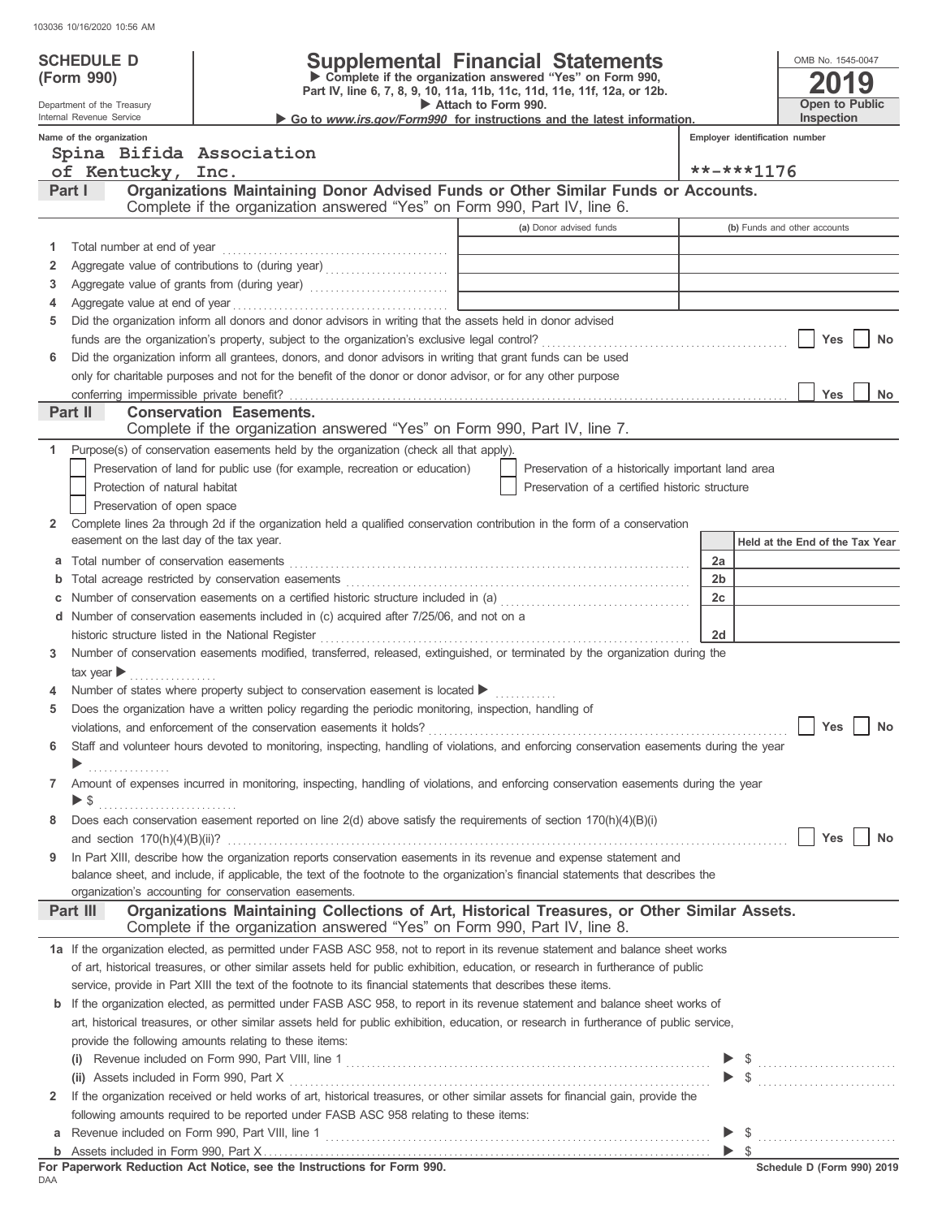103036 10/16/2020 10:56 AM

**SCHEDULE D (Form 990)**

Department of the Treasury
Internal Revenue Service

# Supplemental Financial Statements

▶ Complete if the organization answered "Yes" on Form 990, Part IV, line 6, 7, 8, 9, 10, 11a, 11b, 11c, 11d, 11e, 11f, 12a, or 12b.
▶ Attach to Form 990.
▶ Go to *www.irs.gov/Form990* for instructions and the latest information.

OMB No. 1545-0047

**2019**

**Open to Public Inspection**

Name of the organization: Spina Bifida Association of Kentucky, Inc.

Employer identification number: **-***1176

## Part I Organizations Maintaining Donor Advised Funds or Other Similar Funds or Accounts.

Complete if the organization answered "Yes" on Form 990, Part IV, line 6.

| | | (a) Donor advised funds | (b) Funds and other accounts |
|---|---|---|---|
| 1 | Total number at end of year | | |
| 2 | Aggregate value of contributions to (during year) | | |
| 3 | Aggregate value of grants from (during year) | | |
| 4 | Aggregate value at end of year | | |

5 Did the organization inform all donors and donor advisors in writing that the assets held in donor advised funds are the organization's property, subject to the organization's exclusive legal control? ☐ Yes ☐ No

6 Did the organization inform all grantees, donors, and donor advisors in writing that grant funds can be used only for charitable purposes and not for the benefit of the donor or donor advisor, or for any other purpose conferring impermissible private benefit? ☐ Yes ☐ No

## Part II Conservation Easements.

Complete if the organization answered "Yes" on Form 990, Part IV, line 7.

1 Purpose(s) of conservation easements held by the organization (check all that apply).

- ☐ Preservation of land for public use (for example, recreation or education)
- ☐ Protection of natural habitat
- ☐ Preservation of open space
- ☐ Preservation of a historically important land area
- ☐ Preservation of a certified historic structure

2 Complete lines 2a through 2d if the organization held a qualified conservation contribution in the form of a conservation easement on the last day of the tax year.

| | | | Held at the End of the Tax Year |
|---|---|---|---|
| a | Total number of conservation easements | 2a | |
| b | Total acreage restricted by conservation easements | 2b | |
| c | Number of conservation easements on a certified historic structure included in (a) | 2c | |
| d | Number of conservation easements included in (c) acquired after 7/25/06, and not on a historic structure listed in the National Register | 2d | |

3 Number of conservation easements modified, transferred, released, extinguished, or terminated by the organization during the tax year ▶

4 Number of states where property subject to conservation easement is located ▶

5 Does the organization have a written policy regarding the periodic monitoring, inspection, handling of violations, and enforcement of the conservation easements it holds? ☐ Yes ☐ No

6 Staff and volunteer hours devoted to monitoring, inspecting, handling of violations, and enforcing conservation easements during the year ▶

7 Amount of expenses incurred in monitoring, inspecting, handling of violations, and enforcing conservation easements during the year ▶ $

8 Does each conservation easement reported on line 2(d) above satisfy the requirements of section 170(h)(4)(B)(i) and section 170(h)(4)(B)(ii)? ☐ Yes ☐ No

9 In Part XIII, describe how the organization reports conservation easements in its revenue and expense statement and balance sheet, and include, if applicable, the text of the footnote to the organization's financial statements that describes the organization's accounting for conservation easements.

## Part III Organizations Maintaining Collections of Art, Historical Treasures, or Other Similar Assets.

Complete if the organization answered "Yes" on Form 990, Part IV, line 8.

1a If the organization elected, as permitted under FASB ASC 958, not to report in its revenue statement and balance sheet works of art, historical treasures, or other similar assets held for public exhibition, education, or research in furtherance of public service, provide in Part XIII the text of the footnote to its financial statements that describes these items.

b If the organization elected, as permitted under FASB ASC 958, to report in its revenue statement and balance sheet works of art, historical treasures, or other similar assets held for public exhibition, education, or research in furtherance of public service, provide the following amounts relating to these items:

(i) Revenue included on Form 990, Part VIII, line 1 ▶ $

(ii) Assets included in Form 990, Part X ▶ $

2 If the organization received or held works of art, historical treasures, or other similar assets for financial gain, provide the following amounts required to be reported under FASB ASC 958 relating to these items:

a Revenue included on Form 990, Part VIII, line 1 ▶ $

b Assets included in Form 990, Part X ▶ $

**For Paperwork Reduction Act Notice, see the Instructions for Form 990.**

DAA

**Schedule D (Form 990) 2019**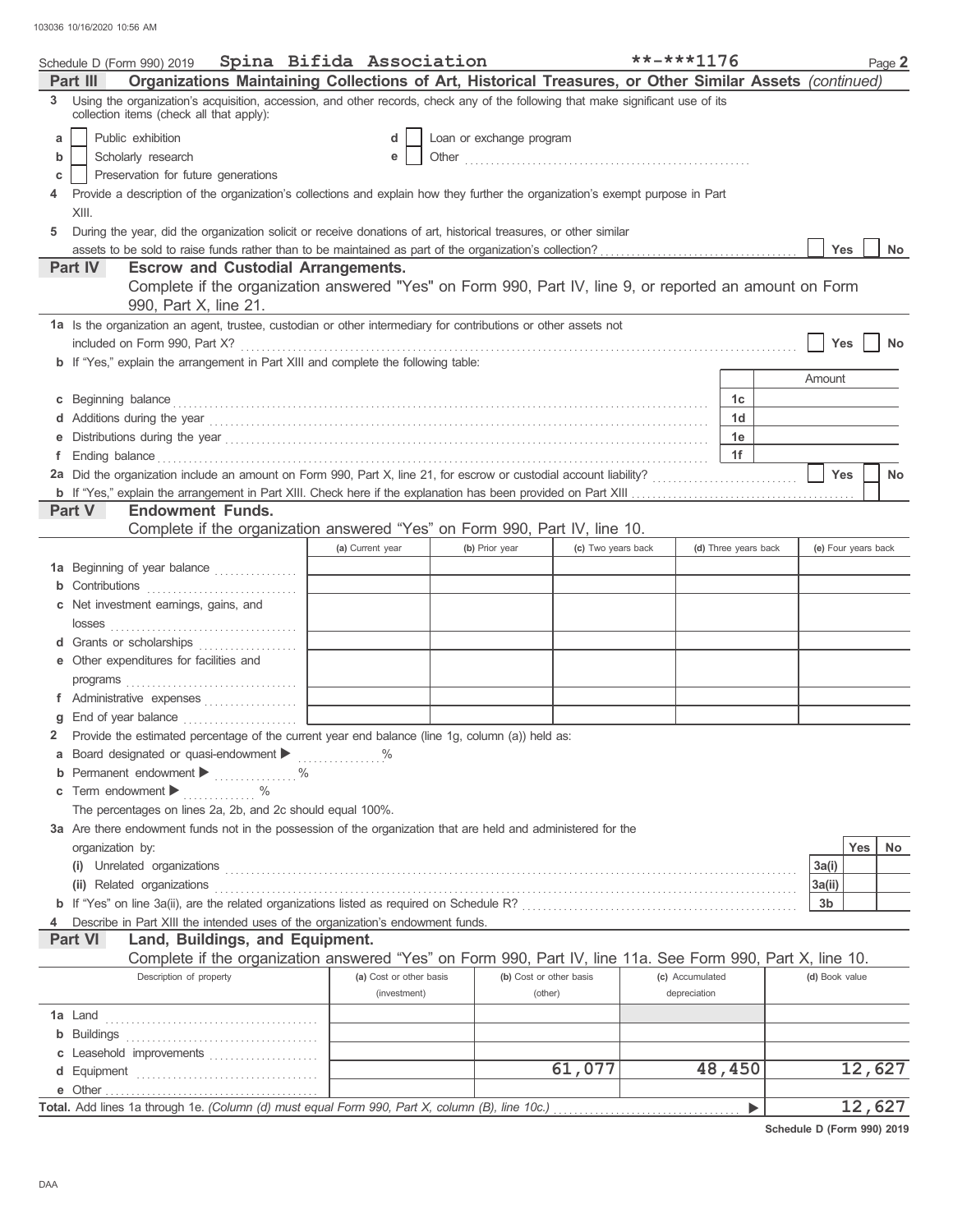Schedule D (Form 990) 2019 **Spina Bifida Association** **-***1176 Page **2**

## Part III Organizations Maintaining Collections of Art, Historical Treasures, or Other Similar Assets *(continued)*

**3** Using the organization's acquisition, accession, and other records, check any of the following that make significant use of its collection items (check all that apply):

- **a** Public exhibition
- **b** Scholarly research
- **c** Preservation for future generations
- **d** Loan or exchange program
- **e** Other ..........................................

**4** Provide a description of the organization's collections and explain how they further the organization's exempt purpose in Part XIII.

**5** During the year, did the organization solicit or receive donations of art, historical treasures, or other similar assets to be sold to raise funds rather than to be maintained as part of the organization's collection? ..... Yes No

## Part IV Escrow and Custodial Arrangements.

Complete if the organization answered "Yes" on Form 990, Part IV, line 9, or reported an amount on Form 990, Part X, line 21.

**1a** Is the organization an agent, trustee, custodian or other intermediary for contributions or other assets not included on Form 990, Part X? ..... Yes No

**b** If "Yes," explain the arrangement in Part XIII and complete the following table:

| | | Amount |
|---|---|---|
| **c** Beginning balance | 1c | |
| **d** Additions during the year | 1d | |
| **e** Distributions during the year | 1e | |
| **f** Ending balance | 1f | |

**2a** Did the organization include an amount on Form 990, Part X, line 21, for escrow or custodial account liability? ..... Yes No

**b** If "Yes," explain the arrangement in Part XIII. Check here if the explanation has been provided on Part XIII .....

## Part V Endowment Funds.

Complete if the organization answered "Yes" on Form 990, Part IV, line 10.

| | (a) Current year | (b) Prior year | (c) Two years back | (d) Three years back | (e) Four years back |
|---|---|---|---|---|---|
| **1a** Beginning of year balance | | | | | |
| **b** Contributions | | | | | |
| **c** Net investment earnings, gains, and losses | | | | | |
| **d** Grants or scholarships | | | | | |
| **e** Other expenditures for facilities and programs | | | | | |
| **f** Administrative expenses | | | | | |
| **g** End of year balance | | | | | |

**2** Provide the estimated percentage of the current year end balance (line 1g, column (a)) held as:

- **a** Board designated or quasi-endowment ▶ ........ %
- **b** Permanent endowment ▶ ........ %
- **c** Term endowment ▶ ........ %

The percentages on lines 2a, 2b, and 2c should equal 100%.

**3a** Are there endowment funds not in the possession of the organization that are held and administered for the organization by:

| | | Yes | No |
|---|---|---|---|
| **(i)** Unrelated organizations | 3a(i) | | |
| **(ii)** Related organizations | 3a(ii) | | |
| **b** If "Yes" on line 3a(ii), are the related organizations listed as required on Schedule R? | 3b | | |

**4** Describe in Part XIII the intended uses of the organization's endowment funds.

## Part VI Land, Buildings, and Equipment.

Complete if the organization answered "Yes" on Form 990, Part IV, line 11a. See Form 990, Part X, line 10.

| Description of property | (a) Cost or other basis (investment) | (b) Cost or other basis (other) | (c) Accumulated depreciation | (d) Book value |
|---|---|---|---|---|
| **1a** Land | | | | |
| **b** Buildings | | | | |
| **c** Leasehold improvements | | | | |
| **d** Equipment | | 61,077 | 48,450 | 12,627 |
| **e** Other | | | | |
| **Total.** Add lines 1a through 1e. *(Column (d) must equal Form 990, Part X, column (B), line 10c.)* ▶ | | | | 12,627 |

**Schedule D (Form 990) 2019**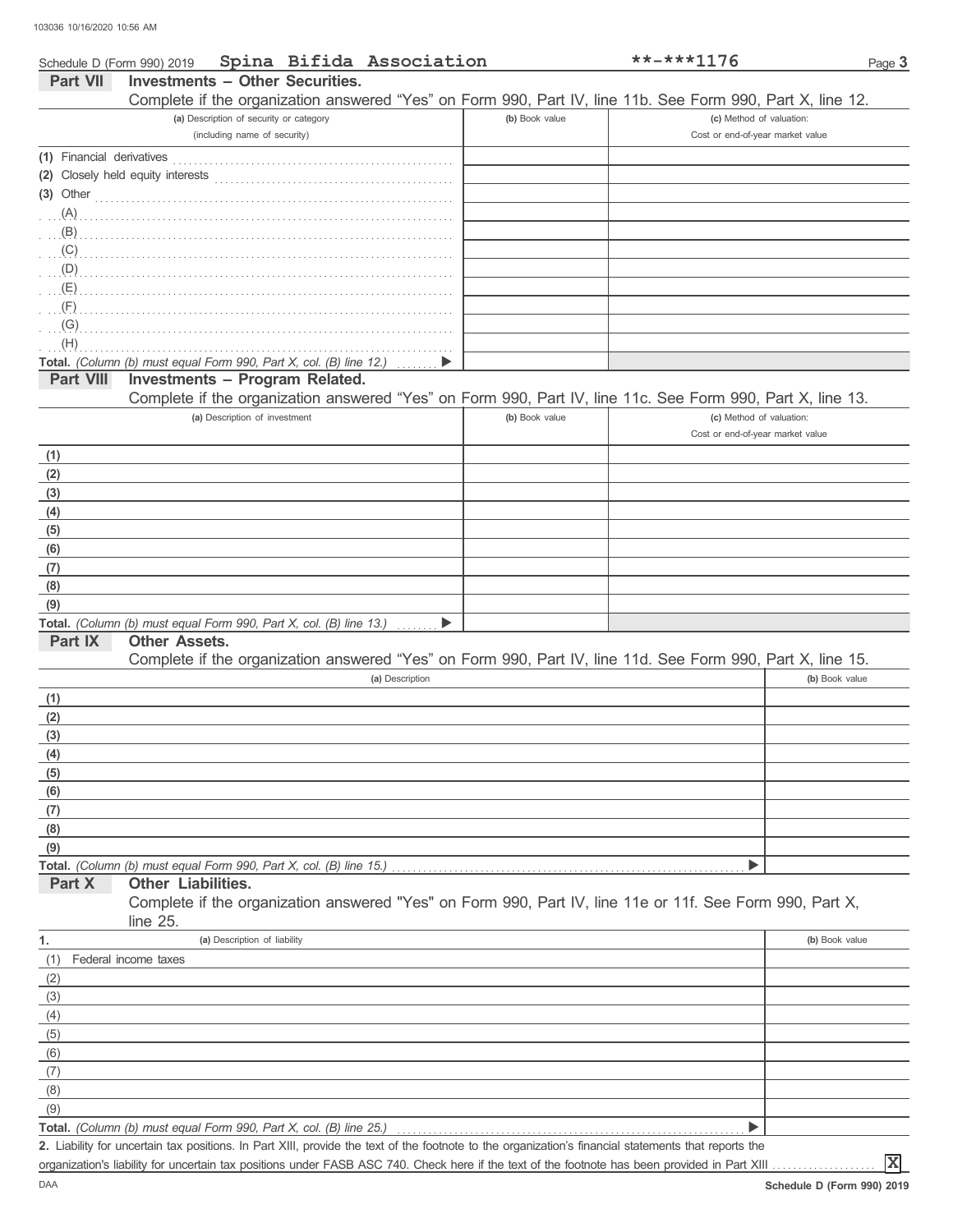Schedule D (Form 990) 2019 **Spina Bifida Association** **-***1176

## Part VII Investments – Other Securities.

Complete if the organization answered "Yes" on Form 990, Part IV, line 11b. See Form 990, Part X, line 12.

| (a) Description of security or category (including name of security) | (b) Book value | (c) Method of valuation: Cost or end-of-year market value |
|---|---|---|
| (1) Financial derivatives | | |
| (2) Closely held equity interests | | |
| (3) Other | | |
| (A) | | |
| (B) | | |
| (C) | | |
| (D) | | |
| (E) | | |
| (F) | | |
| (G) | | |
| (H) | | |
| **Total.** *(Column (b) must equal Form 990, Part X, col. (B) line 12.)* ▶ | | |

## Part VIII Investments – Program Related.

Complete if the organization answered "Yes" on Form 990, Part IV, line 11c. See Form 990, Part X, line 13.

| (a) Description of investment | (b) Book value | (c) Method of valuation: Cost or end-of-year market value |
|---|---|---|
| (1) | | |
| (2) | | |
| (3) | | |
| (4) | | |
| (5) | | |
| (6) | | |
| (7) | | |
| (8) | | |
| (9) | | |
| **Total.** *(Column (b) must equal Form 990, Part X, col. (B) line 13.)* ▶ | | |

## Part IX Other Assets.

Complete if the organization answered "Yes" on Form 990, Part IV, line 11d. See Form 990, Part X, line 15.

| (a) Description | (b) Book value |
|---|---|
| (1) | |
| (2) | |
| (3) | |
| (4) | |
| (5) | |
| (6) | |
| (7) | |
| (8) | |
| (9) | |
| **Total.** *(Column (b) must equal Form 990, Part X, col. (B) line 15.)* ▶ | |

## Part X Other Liabilities.

Complete if the organization answered "Yes" on Form 990, Part IV, line 11e or 11f. See Form 990, Part X, line 25.

| 1. (a) Description of liability | (b) Book value |
|---|---|
| (1) Federal income taxes | |
| (2) | |
| (3) | |
| (4) | |
| (5) | |
| (6) | |
| (7) | |
| (8) | |
| (9) | |
| **Total.** *(Column (b) must equal Form 990, Part X, col. (B) line 25.)* ▶ | |

**2.** Liability for uncertain tax positions. In Part XIII, provide the text of the footnote to the organization's financial statements that reports the organization's liability for uncertain tax positions under FASB ASC 740. Check here if the text of the footnote has been provided in Part XIII ..... [X]

DAA **Schedule D (Form 990) 2019**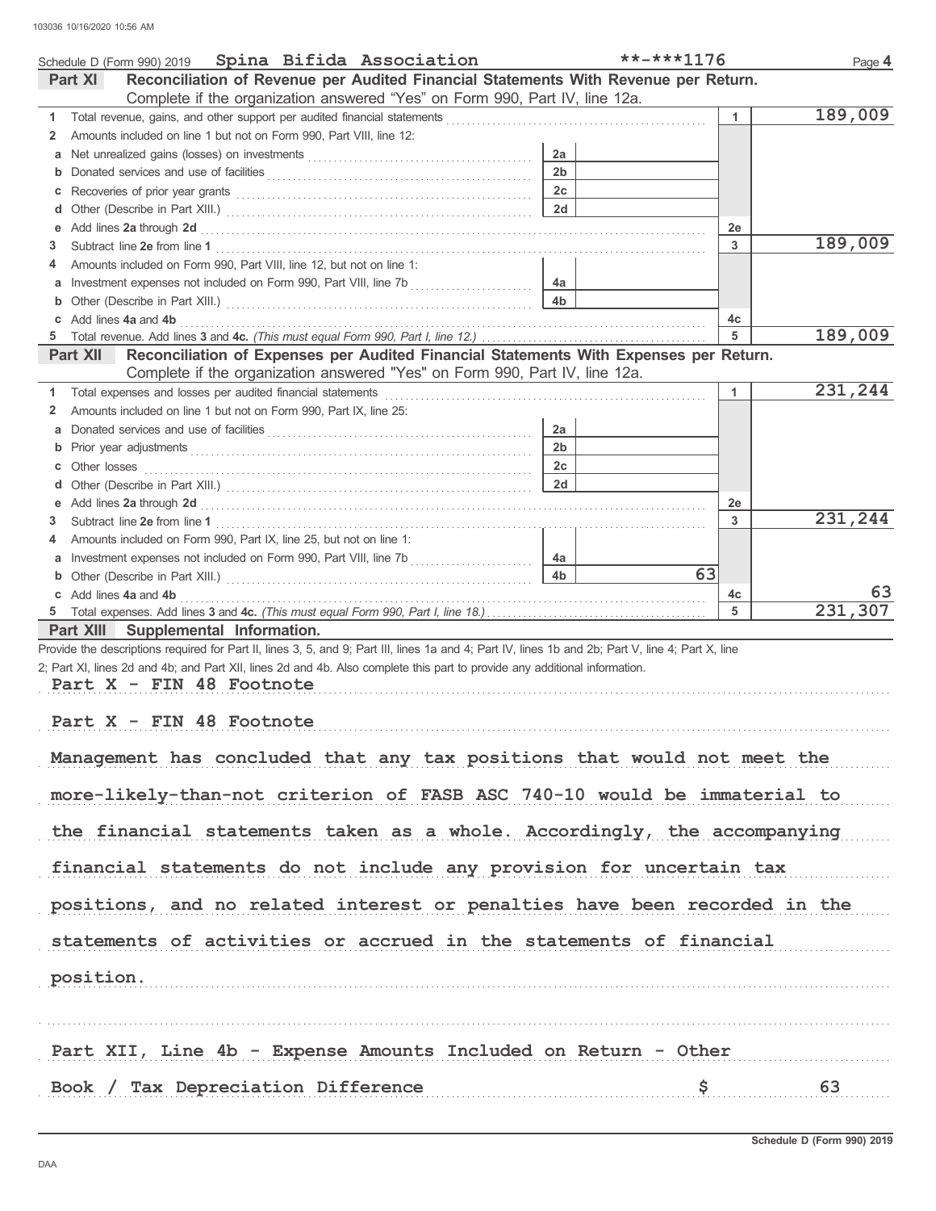Schedule D (Form 990) 2019 Spina Bifida Association **-***1176 Page 4

## Part XI Reconciliation of Revenue per Audited Financial Statements With Revenue per Return.

Complete if the organization answered "Yes" on Form 990, Part IV, line 12a.

| | | | | | |
|---|---|---|---|---|---|
| 1 | Total revenue, gains, and other support per audited financial statements | | | 1 | 189,009 |
| 2 | Amounts included on line 1 but not on Form 990, Part VIII, line 12: | | | | |
| a | Net unrealized gains (losses) on investments | 2a | | | |
| b | Donated services and use of facilities | 2b | | | |
| c | Recoveries of prior year grants | 2c | | | |
| d | Other (Describe in Part XIII.) | 2d | | | |
| e | Add lines 2a through 2d | | | 2e | |
| 3 | Subtract line 2e from line 1 | | | 3 | 189,009 |
| 4 | Amounts included on Form 990, Part VIII, line 12, but not on line 1: | | | | |
| a | Investment expenses not included on Form 990, Part VIII, line 7b | 4a | | | |
| b | Other (Describe in Part XIII.) | 4b | | | |
| c | Add lines 4a and 4b | | | 4c | |
| 5 | Total revenue. Add lines 3 and 4c. *(This must equal Form 990, Part I, line 12.)* | | | 5 | 189,009 |

## Part XII Reconciliation of Expenses per Audited Financial Statements With Expenses per Return.

Complete if the organization answered "Yes" on Form 990, Part IV, line 12a.

| | | | | | |
|---|---|---|---|---|---|
| 1 | Total expenses and losses per audited financial statements | | | 1 | 231,244 |
| 2 | Amounts included on line 1 but not on Form 990, Part IX, line 25: | | | | |
| a | Donated services and use of facilities | 2a | | | |
| b | Prior year adjustments | 2b | | | |
| c | Other losses | 2c | | | |
| d | Other (Describe in Part XIII.) | 2d | | | |
| e | Add lines 2a through 2d | | | 2e | |
| 3 | Subtract line 2e from line 1 | | | 3 | 231,244 |
| 4 | Amounts included on Form 990, Part IX, line 25, but not on line 1: | | | | |
| a | Investment expenses not included on Form 990, Part VIII, line 7b | 4a | | | |
| b | Other (Describe in Part XIII.) | 4b | 63 | | |
| c | Add lines 4a and 4b | | | 4c | 63 |
| 5 | Total expenses. Add lines 3 and 4c. *(This must equal Form 990, Part I, line 18.)* | | | 5 | 231,307 |

## Part XIII Supplemental Information.

Provide the descriptions required for Part II, lines 3, 5, and 9; Part III, lines 1a and 4; Part IV, lines 1b and 2b; Part V, line 4; Part X, line 2; Part XI, lines 2d and 4b; and Part XII, lines 2d and 4b. Also complete this part to provide any additional information.

Part X - FIN 48 Footnote

Part X - FIN 48 Footnote

Management has concluded that any tax positions that would not meet the more-likely-than-not criterion of FASB ASC 740-10 would be immaterial to the financial statements taken as a whole. Accordingly, the accompanying financial statements do not include any provision for uncertain tax positions, and no related interest or penalties have been recorded in the statements of activities or accrued in the statements of financial position.

Part XII, Line 4b - Expense Amounts Included on Return - Other

Book / Tax Depreciation Difference $ 63

Schedule D (Form 990) 2019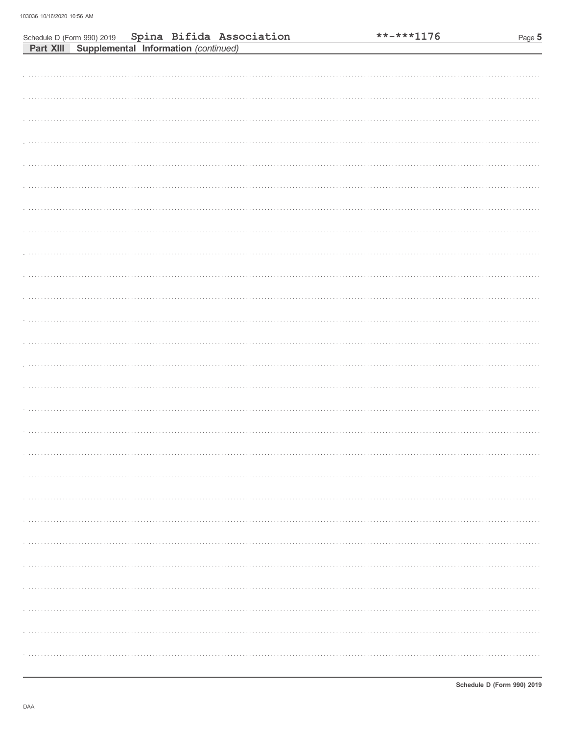Schedule D (Form 990) 2019 **Spina Bifida Association** **-***1176

**Part XIII** **Supplemental Information** *(continued)*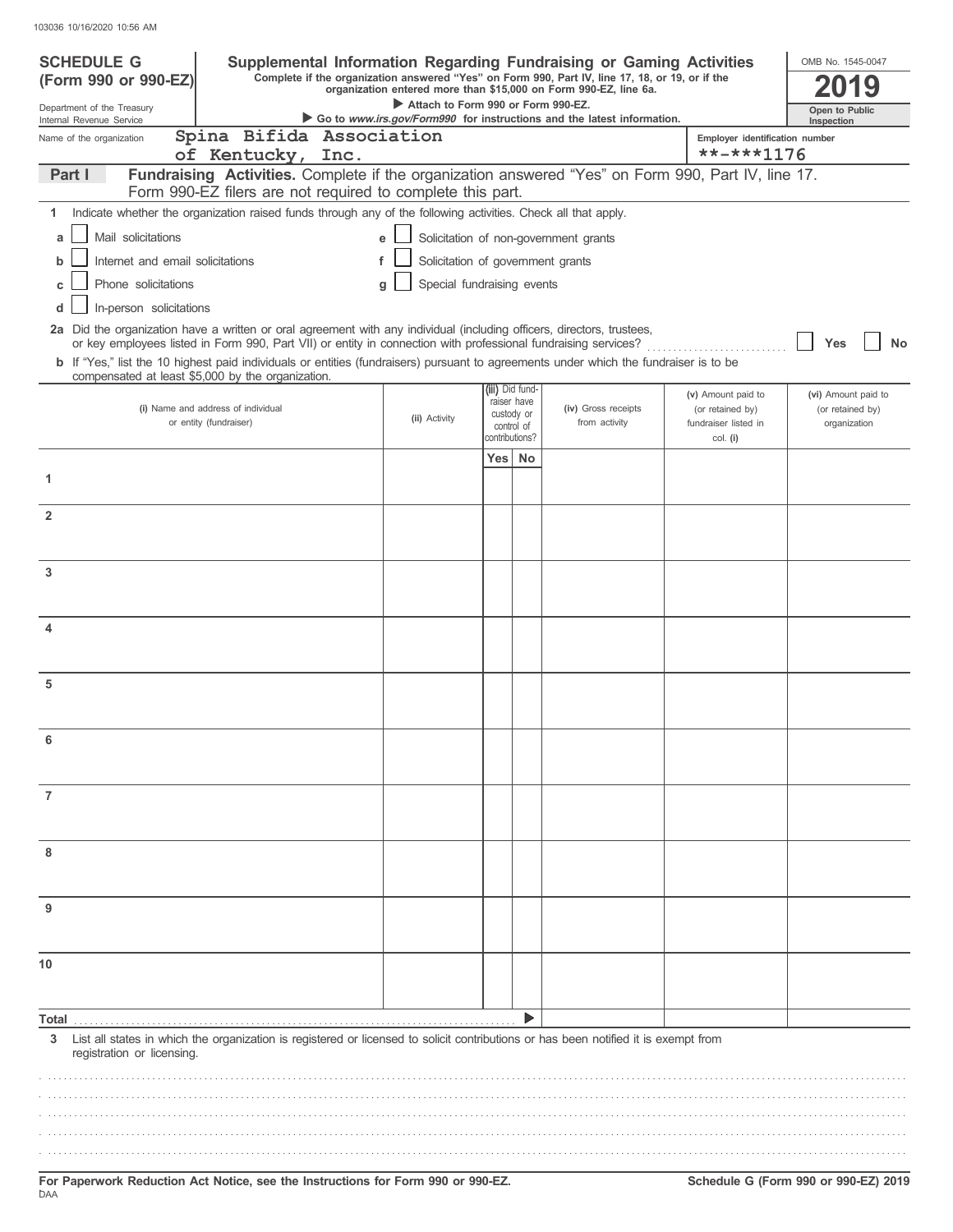103036 10/16/2020 10:56 AM

**SCHEDULE G (Form 990 or 990-EZ)**

Department of the Treasury
Internal Revenue Service

# Supplemental Information Regarding Fundraising or Gaming Activities

**Complete if the organization answered "Yes" on Form 990, Part IV, line 17, 18, or 19, or if the organization entered more than $15,000 on Form 990-EZ, line 6a.**

▶ Attach to Form 990 or Form 990-EZ.

▶ Go to *www.irs.gov/Form990* for instructions and the latest information.

OMB No. 1545-0047

**2019**

**Open to Public Inspection**

Name of the organization: Spina Bifida Association of Kentucky, Inc.

Employer identification number: **-***1176

**Part I — Fundraising Activities.** Complete if the organization answered "Yes" on Form 990, Part IV, line 17. Form 990-EZ filers are not required to complete this part.

1 Indicate whether the organization raised funds through any of the following activities. Check all that apply.

- a ☐ Mail solicitations
- b ☐ Internet and email solicitations
- c ☐ Phone solicitations
- d ☐ In-person solicitations
- e ☐ Solicitation of non-government grants
- f ☐ Solicitation of government grants
- g ☐ Special fundraising events

**2a** Did the organization have a written or oral agreement with any individual (including officers, directors, trustees, or key employees listed in Form 990, Part VII) or entity in connection with professional fundraising services? ☐ Yes ☐ No

**b** If "Yes," list the 10 highest paid individuals or entities (fundraisers) pursuant to agreements under which the fundraiser is to be compensated at least $5,000 by the organization.

| | (i) Name and address of individual or entity (fundraiser) | (ii) Activity | (iii) Did fundraiser have custody or control of contributions? Yes | No | (iv) Gross receipts from activity | (v) Amount paid to (or retained by) fundraiser listed in col. (i) | (vi) Amount paid to (or retained by) organization |
|---|---|---|---|---|---|---|---|
| 1 | | | | | | | |
| 2 | | | | | | | |
| 3 | | | | | | | |
| 4 | | | | | | | |
| 5 | | | | | | | |
| 6 | | | | | | | |
| 7 | | | | | | | |
| 8 | | | | | | | |
| 9 | | | | | | | |
| 10 | | | | | | | |
| **Total** | | | | ▶ | | | |

3 List all states in which the organization is registered or licensed to solicit contributions or has been notified it is exempt from registration or licensing.

**For Paperwork Reduction Act Notice, see the Instructions for Form 990 or 990-EZ.**

DAA

**Schedule G (Form 990 or 990-EZ) 2019**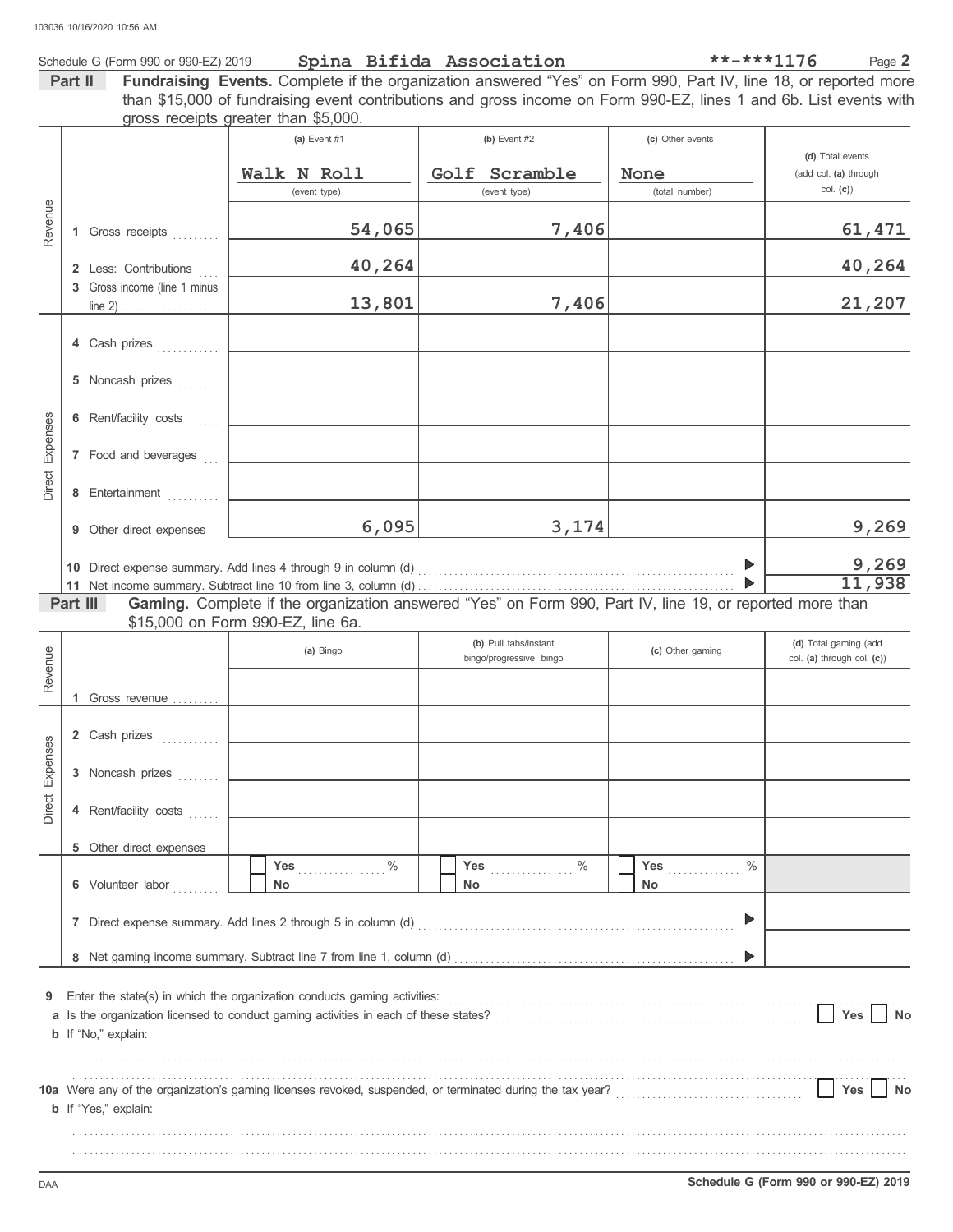Schedule G (Form 990 or 990-EZ) 2019 **Spina Bifida Association** **-***1176

## Part II Fundraising Events.

Complete if the organization answered "Yes" on Form 990, Part IV, line 18, or reported more than $15,000 of fundraising event contributions and gross income on Form 990-EZ, lines 1 and 6b. List events with gross receipts greater than $5,000.

| | | (a) Event #1 | (b) Event #2 | (c) Other events | (d) Total events (add col. (a) through col. (c)) |
|---|---|---|---|---|---|
| | | Walk N Roll (event type) | Golf Scramble (event type) | None (total number) | |
| Revenue | 1 Gross receipts | 54,065 | 7,406 | | 61,471 |
| | 2 Less: Contributions | 40,264 | | | 40,264 |
| | 3 Gross income (line 1 minus line 2) | 13,801 | 7,406 | | 21,207 |
| Direct Expenses | 4 Cash prizes | | | | |
| | 5 Noncash prizes | | | | |
| | 6 Rent/facility costs | | | | |
| | 7 Food and beverages | | | | |
| | 8 Entertainment | | | | |
| | 9 Other direct expenses | 6,095 | 3,174 | | 9,269 |
| | 10 Direct expense summary. Add lines 4 through 9 in column (d) | | | | 9,269 |
| | 11 Net income summary. Subtract line 10 from line 3, column (d) | | | | 11,938 |

## Part III Gaming.

Complete if the organization answered "Yes" on Form 990, Part IV, line 19, or reported more than $15,000 on Form 990-EZ, line 6a.

| | | (a) Bingo | (b) Pull tabs/instant bingo/progressive bingo | (c) Other gaming | (d) Total gaming (add col. (a) through col. (c)) |
|---|---|---|---|---|---|
| Revenue | 1 Gross revenue | | | | |
| Direct Expenses | 2 Cash prizes | | | | |
| | 3 Noncash prizes | | | | |
| | 4 Rent/facility costs | | | | |
| | 5 Other direct expenses | | | | |
| | 6 Volunteer labor | ☐ Yes ..... % ☐ No | ☐ Yes ..... % ☐ No | ☐ Yes ..... % ☐ No | |
| | 7 Direct expense summary. Add lines 2 through 5 in column (d) | | | | |
| | 8 Net gaming income summary. Subtract line 7 from line 1, column (d) | | | | |

9 Enter the state(s) in which the organization conducts gaming activities:

a Is the organization licensed to conduct gaming activities in each of these states? ☐ Yes ☐ No

b If "No," explain:

10a Were any of the organization's gaming licenses revoked, suspended, or terminated during the tax year? ☐ Yes ☐ No

b If "Yes," explain:

Schedule G (Form 990 or 990-EZ) 2019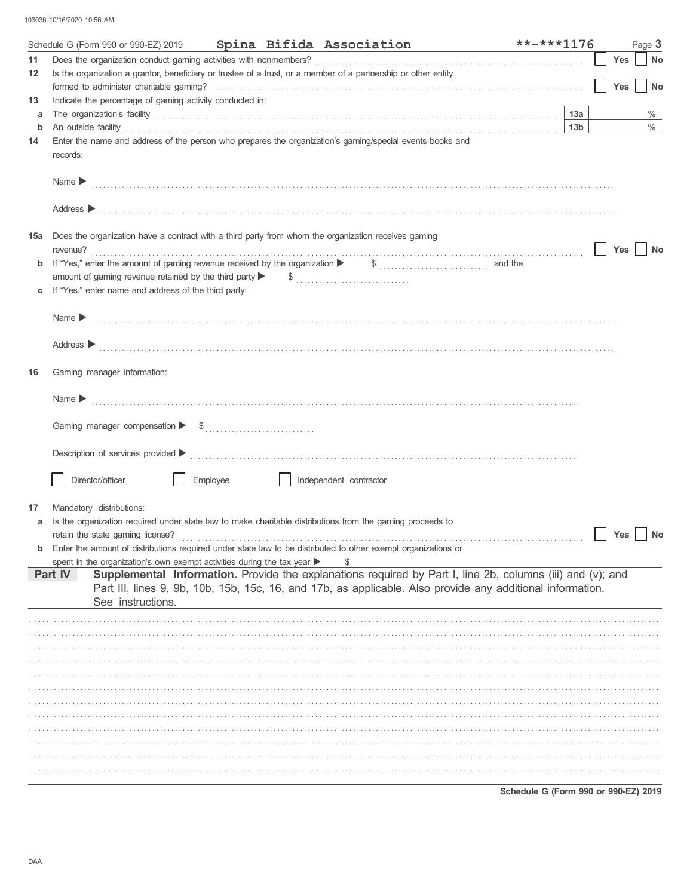Schedule G (Form 990 or 990-EZ) 2019 **Spina Bifida Association** **-***1176

**11** Does the organization conduct gaming activities with nonmembers? ☐ Yes ☐ No

**12** Is the organization a grantor, beneficiary or trustee of a trust, or a member of a partnership or other entity formed to administer charitable gaming? ☐ Yes ☐ No

**13** Indicate the percentage of gaming activity conducted in:

**a** The organization's facility **13a** %

**b** An outside facility **13b** %

**14** Enter the name and address of the person who prepares the organization's gaming/special events books and records:

Name ▶

Address ▶

**15a** Does the organization have a contract with a third party from whom the organization receives gaming revenue? ☐ Yes ☐ No

**b** If "Yes," enter the amount of gaming revenue received by the organization ▶ $ and the amount of gaming revenue retained by the third party ▶ $

**c** If "Yes," enter name and address of the third party:

Name ▶

Address ▶

**16** Gaming manager information:

Name ▶

Gaming manager compensation ▶ $

Description of services provided ▶

☐ Director/officer ☐ Employee ☐ Independent contractor

**17** Mandatory distributions:

**a** Is the organization required under state law to make charitable distributions from the gaming proceeds to retain the state gaming license? ☐ Yes ☐ No

**b** Enter the amount of distributions required under state law to be distributed to other exempt organizations or spent in the organization's own exempt activities during the tax year ▶ $

**Part IV** **Supplemental Information.** Provide the explanations required by Part I, line 2b, columns (iii) and (v); and Part III, lines 9, 9b, 10b, 15b, 15c, 16, and 17b, as applicable. Also provide any additional information. See instructions.

Schedule G (Form 990 or 990-EZ) 2019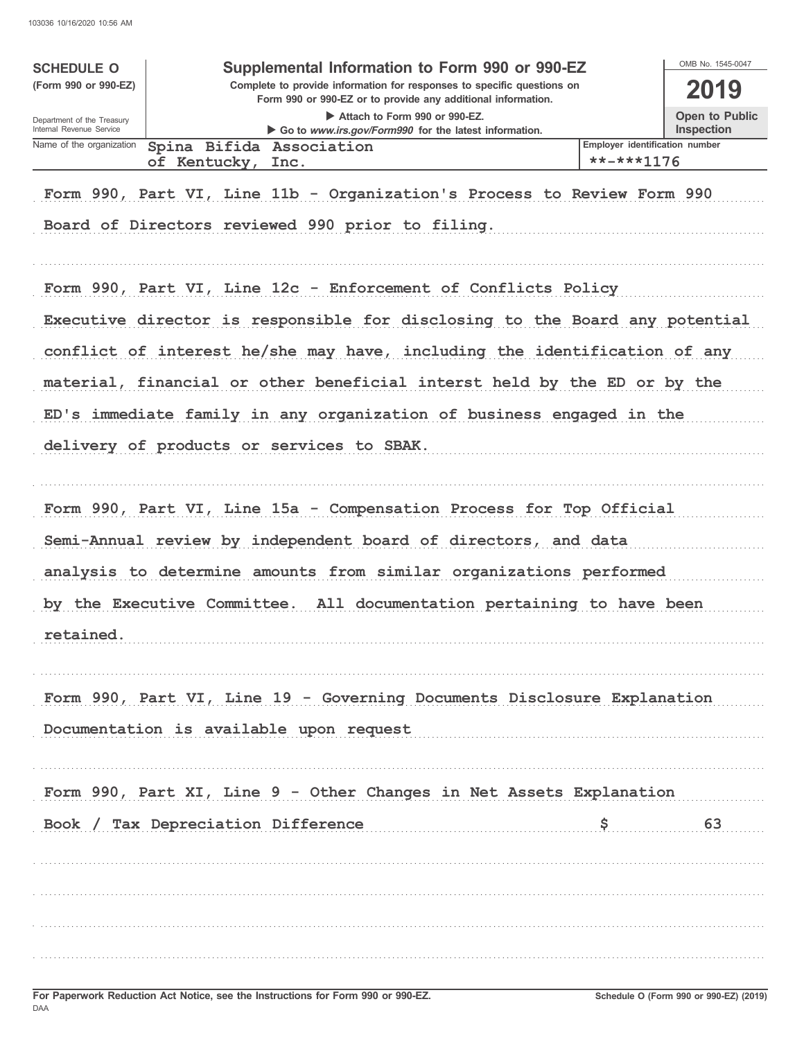**SCHEDULE O**
**(Form 990 or 990-EZ)**

Department of the Treasury
Internal Revenue Service

# Supplemental Information to Form 990 or 990-EZ

**Complete to provide information for responses to specific questions on Form 990 or 990-EZ or to provide any additional information.**

▶ Attach to Form 990 or 990-EZ.
▶ Go to *www.irs.gov/Form990* for the latest information.

OMB No. 1545-0047

**2019**

**Open to Public Inspection**

| Name of the organization | Employer identification number |
|---|---|
| Spina Bifida Association of Kentucky, Inc. | **-***1176 |

Form 990, Part VI, Line 11b - Organization's Process to Review Form 990

Board of Directors reviewed 990 prior to filing.

Form 990, Part VI, Line 12c - Enforcement of Conflicts Policy

Executive director is responsible for disclosing to the Board any potential conflict of interest he/she may have, including the identification of any material, financial or other beneficial interst held by the ED or by the ED's immediate family in any organization of business engaged in the delivery of products or services to SBAK.

Form 990, Part VI, Line 15a - Compensation Process for Top Official

Semi-Annual review by independent board of directors, and data analysis to determine amounts from similar organizations performed by the Executive Committee. All documentation pertaining to have been retained.

Form 990, Part VI, Line 19 - Governing Documents Disclosure Explanation

Documentation is available upon request

Form 990, Part XI, Line 9 - Other Changes in Net Assets Explanation

Book / Tax Depreciation Difference $ 63

For Paperwork Reduction Act Notice, see the Instructions for Form 990 or 990-EZ.
DAA
Schedule O (Form 990 or 990-EZ) (2019)